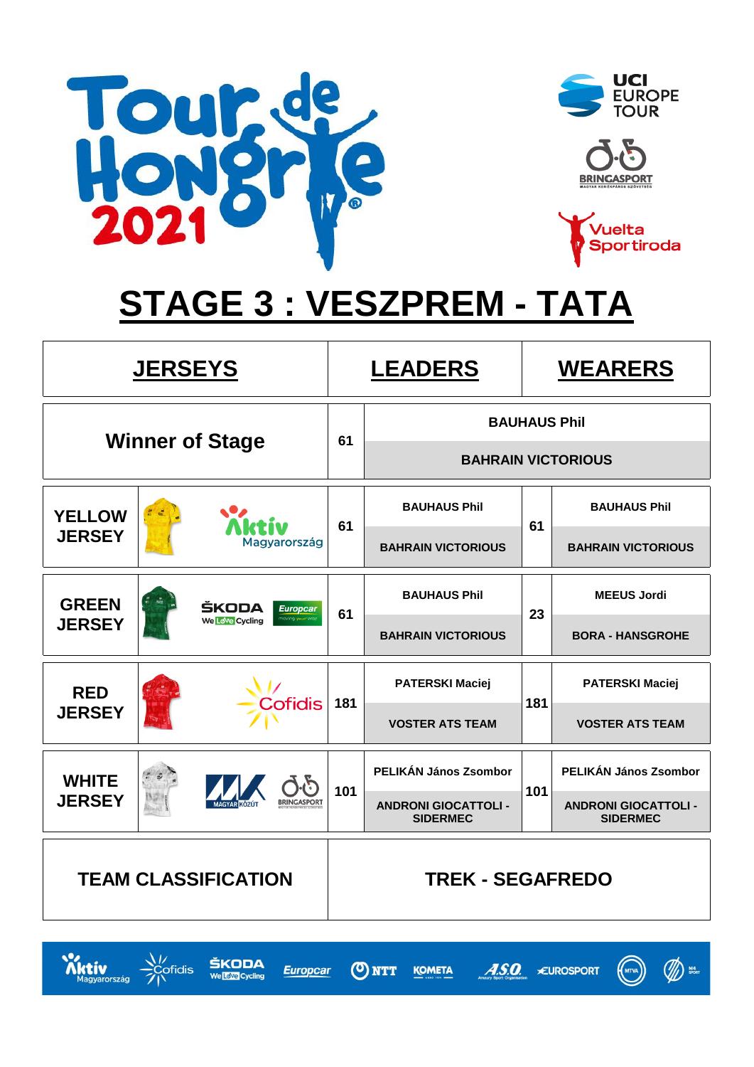# STAGE 3 : VESZPREM - TATA

| JERSEYS | | LEADERS | | WEARERS |
|---|---|---|---|---|
| Winner of Stage | 61 | BAUHAUS Phil<br>BAHRAIN VICTORIOUS | | |
| YELLOW JERSEY (Aktív Magyarország) | 61 | BAUHAUS Phil<br>BAHRAIN VICTORIOUS | 61 | BAUHAUS Phil<br>BAHRAIN VICTORIOUS |
| GREEN JERSEY (ŠKODA We Love Cycling, Europcar) | 61 | BAUHAUS Phil<br>BAHRAIN VICTORIOUS | 23 | MEEUS Jordi<br>BORA - HANSGROHE |
| RED JERSEY (Cofidis) | 181 | PATERSKI Maciej<br>VOSTER ATS TEAM | 181 | PATERSKI Maciej<br>VOSTER ATS TEAM |
| WHITE JERSEY (Magyar Közút, Bringasport) | 101 | PELIKÁN János Zsombor<br>ANDRONI GIOCATTOLI - SIDERMEC | 101 | PELIKÁN János Zsombor<br>ANDRONI GIOCATTOLI - SIDERMEC |

| TEAM CLASSIFICATION | TREK - SEGAFREDO |
|---|---|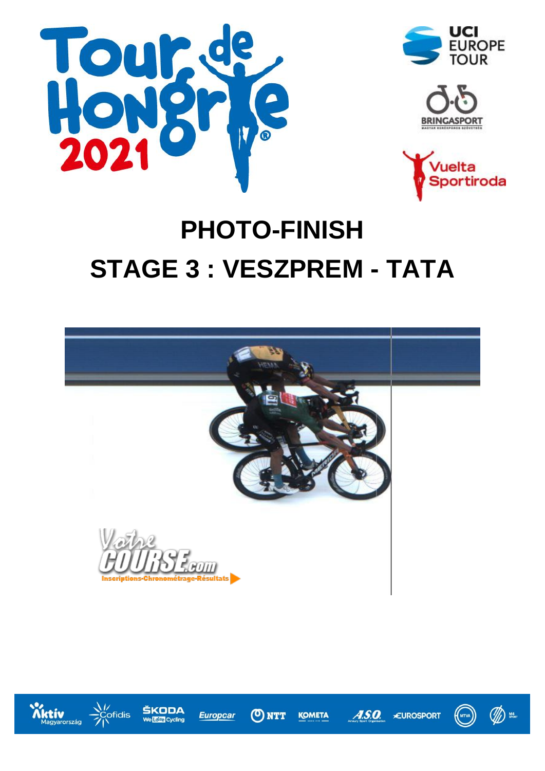# PHOTO-FINISH

# STAGE 3 : VESZPREM - TATA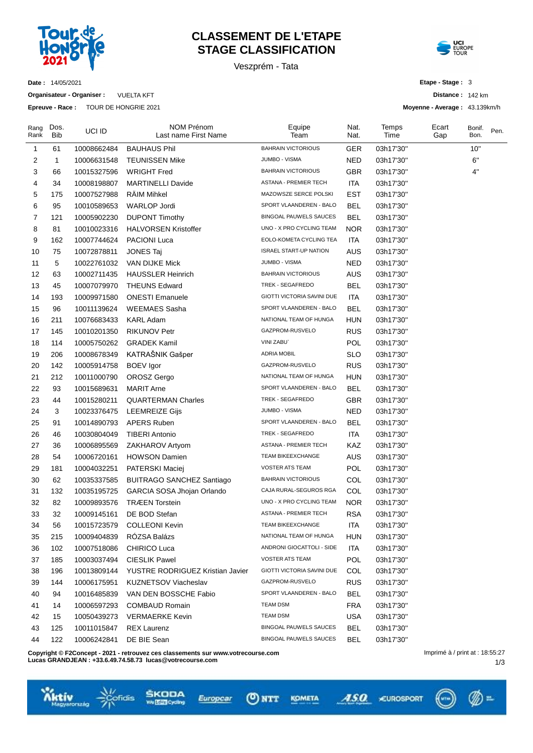# CLASSEMENT DE L'ETAPE
# STAGE CLASSIFICATION

Veszprém - Tata

**Date :** 14/05/2021

**Organisateur - Organiser :** VUELTA KFT

**Epreuve - Race :** TOUR DE HONGRIE 2021

**Etape - Stage :** 3

**Distance :** 142 km

**Moyenne - Average :** 43.139km/h

| Rang Rank | Dos. Bib | UCI ID | NOM Prénom Last name First Name | Equipe Team | Nat. Nat. | Temps Time | Ecart Gap | Bonif. Bon. | Pen. |
|---|---|---|---|---|---|---|---|---|---|
| 1 | 61 | 10008662484 | BAUHAUS Phil | BAHRAIN VICTORIOUS | GER | 03h17'30'' | | 10'' | |
| 2 | 1 | 10006631548 | TEUNISSEN Mike | JUMBO - VISMA | NED | 03h17'30'' | | 6'' | |
| 3 | 66 | 10015327596 | WRIGHT Fred | BAHRAIN VICTORIOUS | GBR | 03h17'30'' | | 4'' | |
| 4 | 34 | 10008198807 | MARTINELLI Davide | ASTANA - PREMIER TECH | ITA | 03h17'30'' | | | |
| 5 | 175 | 10007527988 | RÄIM Mihkel | MAZOWSZE SERCE POLSKI | EST | 03h17'30'' | | | |
| 6 | 95 | 10010589653 | WARLOP Jordi | SPORT VLAANDEREN - BALO | BEL | 03h17'30'' | | | |
| 7 | 121 | 10005902230 | DUPONT Timothy | BINGOAL PAUWELS SAUCES | BEL | 03h17'30'' | | | |
| 8 | 81 | 10010023316 | HALVORSEN Kristoffer | UNO - X PRO CYCLING TEAM | NOR | 03h17'30'' | | | |
| 9 | 162 | 10007744624 | PACIONI Luca | EOLO-KOMETA CYCLING TEA | ITA | 03h17'30'' | | | |
| 10 | 75 | 10072878811 | JONES Taj | ISRAEL START-UP NATION | AUS | 03h17'30'' | | | |
| 11 | 5 | 10022761032 | VAN DIJKE Mick | JUMBO - VISMA | NED | 03h17'30'' | | | |
| 12 | 63 | 10002711435 | HAUSSLER Heinrich | BAHRAIN VICTORIOUS | AUS | 03h17'30'' | | | |
| 13 | 45 | 10007079970 | THEUNS Edward | TREK - SEGAFREDO | BEL | 03h17'30'' | | | |
| 14 | 193 | 10009971580 | ONESTI Emanuele | GIOTTI VICTORIA SAVINI DUE | ITA | 03h17'30'' | | | |
| 15 | 96 | 10011139624 | WEEMAES Sasha | SPORT VLAANDEREN - BALO | BEL | 03h17'30'' | | | |
| 16 | 211 | 10076683433 | KARL Adam | NATIONAL TEAM OF HUNGA | HUN | 03h17'30'' | | | |
| 17 | 145 | 10010201350 | RIKUNOV Petr | GAZPROM-RUSVELO | RUS | 03h17'30'' | | | |
| 18 | 114 | 10005750262 | GRADEK Kamil | VINI ZABU` | POL | 03h17'30'' | | | |
| 19 | 206 | 10008678349 | KATRAŠNIK Gašper | ADRIA MOBIL | SLO | 03h17'30'' | | | |
| 20 | 142 | 10005914758 | BOEV Igor | GAZPROM-RUSVELO | RUS | 03h17'30'' | | | |
| 21 | 212 | 10011000790 | OROSZ Gergo | NATIONAL TEAM OF HUNGA | HUN | 03h17'30'' | | | |
| 22 | 93 | 10015689631 | MARIT Arne | SPORT VLAANDEREN - BALO | BEL | 03h17'30'' | | | |
| 23 | 44 | 10015280211 | QUARTERMAN Charles | TREK - SEGAFREDO | GBR | 03h17'30'' | | | |
| 24 | 3 | 10023376475 | LEEMREIZE Gijs | JUMBO - VISMA | NED | 03h17'30'' | | | |
| 25 | 91 | 10014890793 | APERS Ruben | SPORT VLAANDEREN - BALO | BEL | 03h17'30'' | | | |
| 26 | 46 | 10030804049 | TIBERI Antonio | TREK - SEGAFREDO | ITA | 03h17'30'' | | | |
| 27 | 36 | 10006895569 | ZAKHAROV Artyom | ASTANA - PREMIER TECH | KAZ | 03h17'30'' | | | |
| 28 | 54 | 10006720161 | HOWSON Damien | TEAM BIKEEXCHANGE | AUS | 03h17'30'' | | | |
| 29 | 181 | 10004032251 | PATERSKI Maciej | VOSTER ATS TEAM | POL | 03h17'30'' | | | |
| 30 | 62 | 10035337585 | BUITRAGO SANCHEZ Santiago | BAHRAIN VICTORIOUS | COL | 03h17'30'' | | | |
| 31 | 132 | 10035195725 | GARCIA SOSA Jhojan Orlando | CAJA RURAL-SEGUROS RGA | COL | 03h17'30'' | | | |
| 32 | 82 | 10009893576 | TRÆEN Torstein | UNO - X PRO CYCLING TEAM | NOR | 03h17'30'' | | | |
| 33 | 32 | 10009145161 | DE BOD Stefan | ASTANA - PREMIER TECH | RSA | 03h17'30'' | | | |
| 34 | 56 | 10015723579 | COLLEONI Kevin | TEAM BIKEEXCHANGE | ITA | 03h17'30'' | | | |
| 35 | 215 | 10009404839 | RÓZSA Balázs | NATIONAL TEAM OF HUNGA | HUN | 03h17'30'' | | | |
| 36 | 102 | 10007518086 | CHIRICO Luca | ANDRONI GIOCATTOLI - SIDE | ITA | 03h17'30'' | | | |
| 37 | 185 | 10003037494 | CIESLIK Pawel | VOSTER ATS TEAM | POL | 03h17'30'' | | | |
| 38 | 196 | 10013809144 | YUSTRE RODRIGUEZ Kristian Javier | GIOTTI VICTORIA SAVINI DUE | COL | 03h17'30'' | | | |
| 39 | 144 | 10006175951 | KUZNETSOV Viacheslav | GAZPROM-RUSVELO | RUS | 03h17'30'' | | | |
| 40 | 94 | 10016485839 | VAN DEN BOSSCHE Fabio | SPORT VLAANDEREN - BALO | BEL | 03h17'30'' | | | |
| 41 | 14 | 10006597293 | COMBAUD Romain | TEAM DSM | FRA | 03h17'30'' | | | |
| 42 | 15 | 10050439273 | VERMAERKE Kevin | TEAM DSM | USA | 03h17'30'' | | | |
| 43 | 125 | 10011015847 | REX Laurenz | BINGOAL PAUWELS SAUCES | BEL | 03h17'30'' | | | |
| 44 | 122 | 10006242841 | DE BIE Sean | BINGOAL PAUWELS SAUCES | BEL | 03h17'30'' | | | |

**Copyright © F2Concept - 2021 - retrouvez ces classements sur www.votrecourse.com**
**Lucas GRANDJEAN : +33.6.49.74.58.73 lucas@votrecourse.com**

Imprimé à / print at : 18:55:27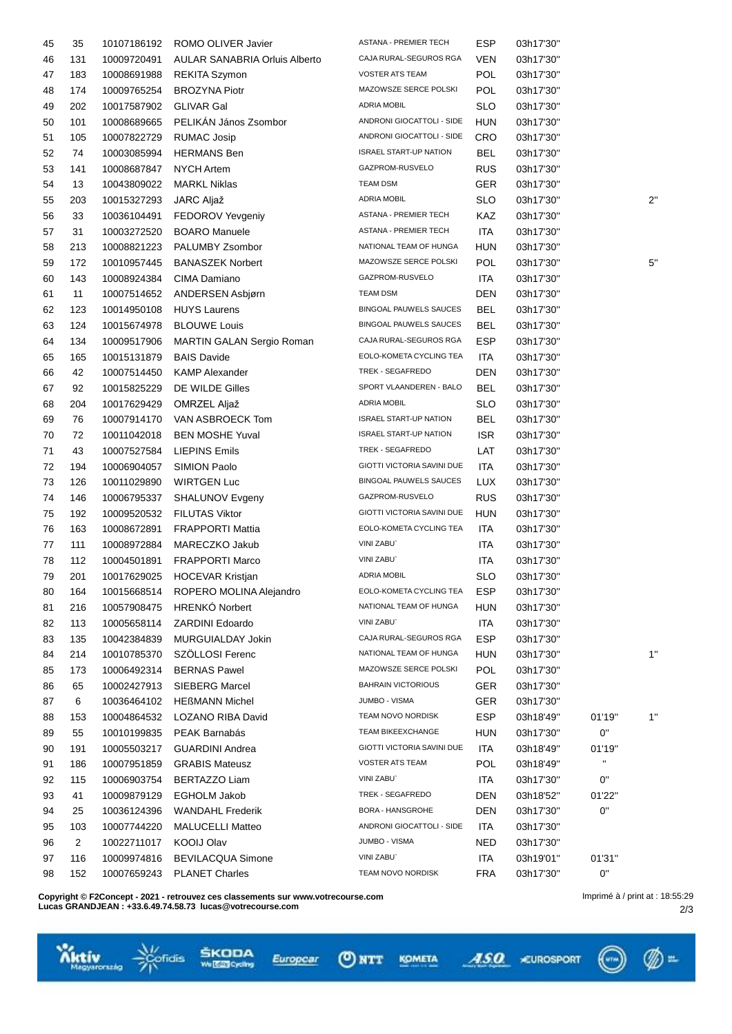| | | | | | | | | |
|---|---|---|---|---|---|---|---|---|
| 45 | 35 | 10107186192 | ROMO OLIVER Javier | ASTANA - PREMIER TECH | ESP | 03h17'30'' | | |
| 46 | 131 | 10009720491 | AULAR SANABRIA Orluis Alberto | CAJA RURAL-SEGUROS RGA | VEN | 03h17'30'' | | |
| 47 | 183 | 10008691988 | REKITA Szymon | VOSTER ATS TEAM | POL | 03h17'30'' | | |
| 48 | 174 | 10009765254 | BROZYNA Piotr | MAZOWSZE SERCE POLSKI | POL | 03h17'30'' | | |
| 49 | 202 | 10017587902 | GLIVAR Gal | ADRIA MOBIL | SLO | 03h17'30'' | | |
| 50 | 101 | 10008689665 | PELIKÁN János Zsombor | ANDRONI GIOCATTOLI - SIDE | HUN | 03h17'30'' | | |
| 51 | 105 | 10007822729 | RUMAC Josip | ANDRONI GIOCATTOLI - SIDE | CRO | 03h17'30'' | | |
| 52 | 74 | 10003085994 | HERMANS Ben | ISRAEL START-UP NATION | BEL | 03h17'30'' | | |
| 53 | 141 | 10008687847 | NYCH Artem | GAZPROM-RUSVELO | RUS | 03h17'30'' | | |
| 54 | 13 | 10043809022 | MARKL Niklas | TEAM DSM | GER | 03h17'30'' | | |
| 55 | 203 | 10015327293 | JARC Aljaž | ADRIA MOBIL | SLO | 03h17'30'' | | 2'' |
| 56 | 33 | 10036104491 | FEDOROV Yevgeniy | ASTANA - PREMIER TECH | KAZ | 03h17'30'' | | |
| 57 | 31 | 10003272520 | BOARO Manuele | ASTANA - PREMIER TECH | ITA | 03h17'30'' | | |
| 58 | 213 | 10008821223 | PALUMBY Zsombor | NATIONAL TEAM OF HUNGA | HUN | 03h17'30'' | | |
| 59 | 172 | 10010957445 | BANASZEK Norbert | MAZOWSZE SERCE POLSKI | POL | 03h17'30'' | | 5'' |
| 60 | 143 | 10008924384 | CIMA Damiano | GAZPROM-RUSVELO | ITA | 03h17'30'' | | |
| 61 | 11 | 10007514652 | ANDERSEN Asbjørn | TEAM DSM | DEN | 03h17'30'' | | |
| 62 | 123 | 10014950108 | HUYS Laurens | BINGOAL PAUWELS SAUCES | BEL | 03h17'30'' | | |
| 63 | 124 | 10015674978 | BLOUWE Louis | BINGOAL PAUWELS SAUCES | BEL | 03h17'30'' | | |
| 64 | 134 | 10009517906 | MARTIN GALAN Sergio Roman | CAJA RURAL-SEGUROS RGA | ESP | 03h17'30'' | | |
| 65 | 165 | 10015131879 | BAIS Davide | EOLO-KOMETA CYCLING TEA | ITA | 03h17'30'' | | |
| 66 | 42 | 10007514450 | KAMP Alexander | TREK - SEGAFREDO | DEN | 03h17'30'' | | |
| 67 | 92 | 10015825229 | DE WILDE Gilles | SPORT VLAANDEREN - BALO | BEL | 03h17'30'' | | |
| 68 | 204 | 10017629429 | OMRZEL Aljaž | ADRIA MOBIL | SLO | 03h17'30'' | | |
| 69 | 76 | 10007914170 | VAN ASBROECK Tom | ISRAEL START-UP NATION | BEL | 03h17'30'' | | |
| 70 | 72 | 10011042018 | BEN MOSHE Yuval | ISRAEL START-UP NATION | ISR | 03h17'30'' | | |
| 71 | 43 | 10007527584 | LIEPINS Emils | TREK - SEGAFREDO | LAT | 03h17'30'' | | |
| 72 | 194 | 10006904057 | SIMION Paolo | GIOTTI VICTORIA SAVINI DUE | ITA | 03h17'30'' | | |
| 73 | 126 | 10011029890 | WIRTGEN Luc | BINGOAL PAUWELS SAUCES | LUX | 03h17'30'' | | |
| 74 | 146 | 10006795337 | SHALUNOV Evgeny | GAZPROM-RUSVELO | RUS | 03h17'30'' | | |
| 75 | 192 | 10009520532 | FILUTAS Viktor | GIOTTI VICTORIA SAVINI DUE | HUN | 03h17'30'' | | |
| 76 | 163 | 10008672891 | FRAPPORTI Mattia | EOLO-KOMETA CYCLING TEA | ITA | 03h17'30'' | | |
| 77 | 111 | 10008972884 | MARECZKO Jakub | VINI ZABU` | ITA | 03h17'30'' | | |
| 78 | 112 | 10004501891 | FRAPPORTI Marco | VINI ZABU` | ITA | 03h17'30'' | | |
| 79 | 201 | 10017629025 | HOCEVAR Kristjan | ADRIA MOBIL | SLO | 03h17'30'' | | |
| 80 | 164 | 10015668514 | ROPERO MOLINA Alejandro | EOLO-KOMETA CYCLING TEA | ESP | 03h17'30'' | | |
| 81 | 216 | 10057908475 | HRENKÓ Norbert | NATIONAL TEAM OF HUNGA | HUN | 03h17'30'' | | |
| 82 | 113 | 10005658114 | ZARDINI Edoardo | VINI ZABU` | ITA | 03h17'30'' | | |
| 83 | 135 | 10042384839 | MURGUIALDAY Jokin | CAJA RURAL-SEGUROS RGA | ESP | 03h17'30'' | | |
| 84 | 214 | 10010785370 | SZÖLLOSI Ferenc | NATIONAL TEAM OF HUNGA | HUN | 03h17'30'' | | 1'' |
| 85 | 173 | 10006492314 | BERNAS Pawel | MAZOWSZE SERCE POLSKI | POL | 03h17'30'' | | |
| 86 | 65 | 10002427913 | SIEBERG Marcel | BAHRAIN VICTORIOUS | GER | 03h17'30'' | | |
| 87 | 6 | 10036464102 | HEßMANN Michel | JUMBO - VISMA | GER | 03h17'30'' | | |
| 88 | 153 | 10004864532 | LOZANO RIBA David | TEAM NOVO NORDISK | ESP | 03h18'49'' | 01'19'' | 1'' |
| 89 | 55 | 10010199835 | PEAK Barnabás | TEAM BIKEEXCHANGE | HUN | 03h17'30'' | 0'' | |
| 90 | 191 | 10005503217 | GUARDINI Andrea | GIOTTI VICTORIA SAVINI DUE | ITA | 03h18'49'' | 01'19'' | |
| 91 | 186 | 10007951859 | GRABIS Mateusz | VOSTER ATS TEAM | POL | 03h18'49'' | '' | |
| 92 | 115 | 10006903754 | BERTAZZO Liam | VINI ZABU` | ITA | 03h17'30'' | 0'' | |
| 93 | 41 | 10009879129 | EGHOLM Jakob | TREK - SEGAFREDO | DEN | 03h18'52'' | 01'22'' | |
| 94 | 25 | 10036124396 | WANDAHL Frederik | BORA - HANSGROHE | DEN | 03h17'30'' | 0'' | |
| 95 | 103 | 10007744220 | MALUCELLI Matteo | ANDRONI GIOCATTOLI - SIDE | ITA | 03h17'30'' | | |
| 96 | 2 | 10022711017 | KOOIJ Olav | JUMBO - VISMA | NED | 03h17'30'' | | |
| 97 | 116 | 10009974816 | BEVILACQUA Simone | VINI ZABU` | ITA | 03h19'01'' | 01'31'' | |
| 98 | 152 | 10007659243 | PLANET Charles | TEAM NOVO NORDISK | FRA | 03h17'30'' | 0'' | |

**Copyright © F2Concept - 2021 - retrouvez ces classements sur www.votrecourse.com**
**Lucas GRANDJEAN : +33.6.49.74.58.73 lucas@votrecourse.com**

Imprimé à / print at : 18:55:29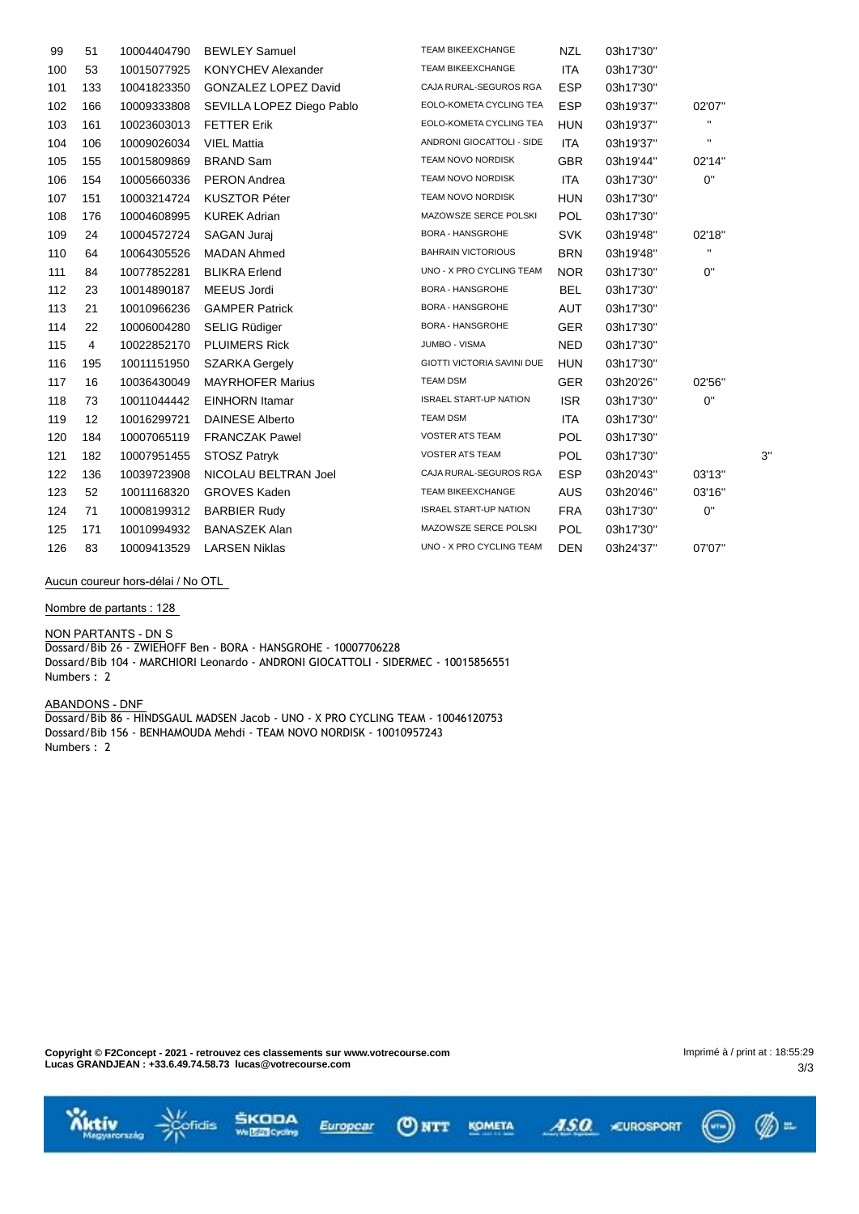| | | | | | | | | |
|---|---|---|---|---|---|---|---|---|
| 99 | 51 | 10004404790 | BEWLEY Samuel | TEAM BIKEEXCHANGE | NZL | 03h17'30'' | | |
| 100 | 53 | 10015077925 | KONYCHEV Alexander | TEAM BIKEEXCHANGE | ITA | 03h17'30'' | | |
| 101 | 133 | 10041823350 | GONZALEZ LOPEZ David | CAJA RURAL-SEGUROS RGA | ESP | 03h17'30'' | | |
| 102 | 166 | 10009333808 | SEVILLA LOPEZ Diego Pablo | EOLO-KOMETA CYCLING TEA | ESP | 03h19'37'' | 02'07'' | |
| 103 | 161 | 10023603013 | FETTER Erik | EOLO-KOMETA CYCLING TEA | HUN | 03h19'37'' | '' | |
| 104 | 106 | 10009026034 | VIEL Mattia | ANDRONI GIOCATTOLI - SIDE | ITA | 03h19'37'' | '' | |
| 105 | 155 | 10015809869 | BRAND Sam | TEAM NOVO NORDISK | GBR | 03h19'44'' | 02'14'' | |
| 106 | 154 | 10005660336 | PERON Andrea | TEAM NOVO NORDISK | ITA | 03h17'30'' | 0'' | |
| 107 | 151 | 10003214724 | KUSZTOR Péter | TEAM NOVO NORDISK | HUN | 03h17'30'' | | |
| 108 | 176 | 10004608995 | KUREK Adrian | MAZOWSZE SERCE POLSKI | POL | 03h17'30'' | | |
| 109 | 24 | 10004572724 | SAGAN Juraj | BORA - HANSGROHE | SVK | 03h19'48'' | 02'18'' | |
| 110 | 64 | 10064305526 | MADAN Ahmed | BAHRAIN VICTORIOUS | BRN | 03h19'48'' | '' | |
| 111 | 84 | 10077852281 | BLIKRA Erlend | UNO - X PRO CYCLING TEAM | NOR | 03h17'30'' | 0'' | |
| 112 | 23 | 10014890187 | MEEUS Jordi | BORA - HANSGROHE | BEL | 03h17'30'' | | |
| 113 | 21 | 10010966236 | GAMPER Patrick | BORA - HANSGROHE | AUT | 03h17'30'' | | |
| 114 | 22 | 10006004280 | SELIG Rüdiger | BORA - HANSGROHE | GER | 03h17'30'' | | |
| 115 | 4 | 10022852170 | PLUIMERS Rick | JUMBO - VISMA | NED | 03h17'30'' | | |
| 116 | 195 | 10011151950 | SZARKA Gergely | GIOTTI VICTORIA SAVINI DUE | HUN | 03h17'30'' | | |
| 117 | 16 | 10036430049 | MAYRHOFER Marius | TEAM DSM | GER | 03h20'26'' | 02'56'' | |
| 118 | 73 | 10011044442 | EINHORN Itamar | ISRAEL START-UP NATION | ISR | 03h17'30'' | 0'' | |
| 119 | 12 | 10016299721 | DAINESE Alberto | TEAM DSM | ITA | 03h17'30'' | | |
| 120 | 184 | 10007065119 | FRANCZAK Pawel | VOSTER ATS TEAM | POL | 03h17'30'' | | |
| 121 | 182 | 10007951455 | STOSZ Patryk | VOSTER ATS TEAM | POL | 03h17'30'' | | 3'' |
| 122 | 136 | 10039723908 | NICOLAU BELTRAN Joel | CAJA RURAL-SEGUROS RGA | ESP | 03h20'43'' | 03'13'' | |
| 123 | 52 | 10011168320 | GROVES Kaden | TEAM BIKEEXCHANGE | AUS | 03h20'46'' | 03'16'' | |
| 124 | 71 | 10008199312 | BARBIER Rudy | ISRAEL START-UP NATION | FRA | 03h17'30'' | 0'' | |
| 125 | 171 | 10010994932 | BANASZEK Alan | MAZOWSZE SERCE POLSKI | POL | 03h17'30'' | | |
| 126 | 83 | 10009413529 | LARSEN Niklas | UNO - X PRO CYCLING TEAM | DEN | 03h24'37'' | 07'07'' | |

Aucun coureur hors-délai / No OTL

Nombre de partants : 128

NON PARTANTS - DN S
Dossard/Bib 26 - ZWIEHOFF Ben - BORA - HANSGROHE - 10007706228
Dossard/Bib 104 - MARCHIORI Leonardo - ANDRONI GIOCATTOLI - SIDERMEC - 10015856551
Numbers : 2

ABANDONS - DNF
Dossard/Bib 86 - HINDSGAUL MADSEN Jacob - UNO - X PRO CYCLING TEAM - 10046120753
Dossard/Bib 156 - BENHAMOUDA Mehdi - TEAM NOVO NORDISK - 10010957243
Numbers : 2

**Copyright © F2Concept - 2021 - retrouvez ces classements sur www.votrecourse.com**
**Lucas GRANDJEAN : +33.6.49.74.58.73 lucas@votrecourse.com**

Imprimé à / print at : 18:55:29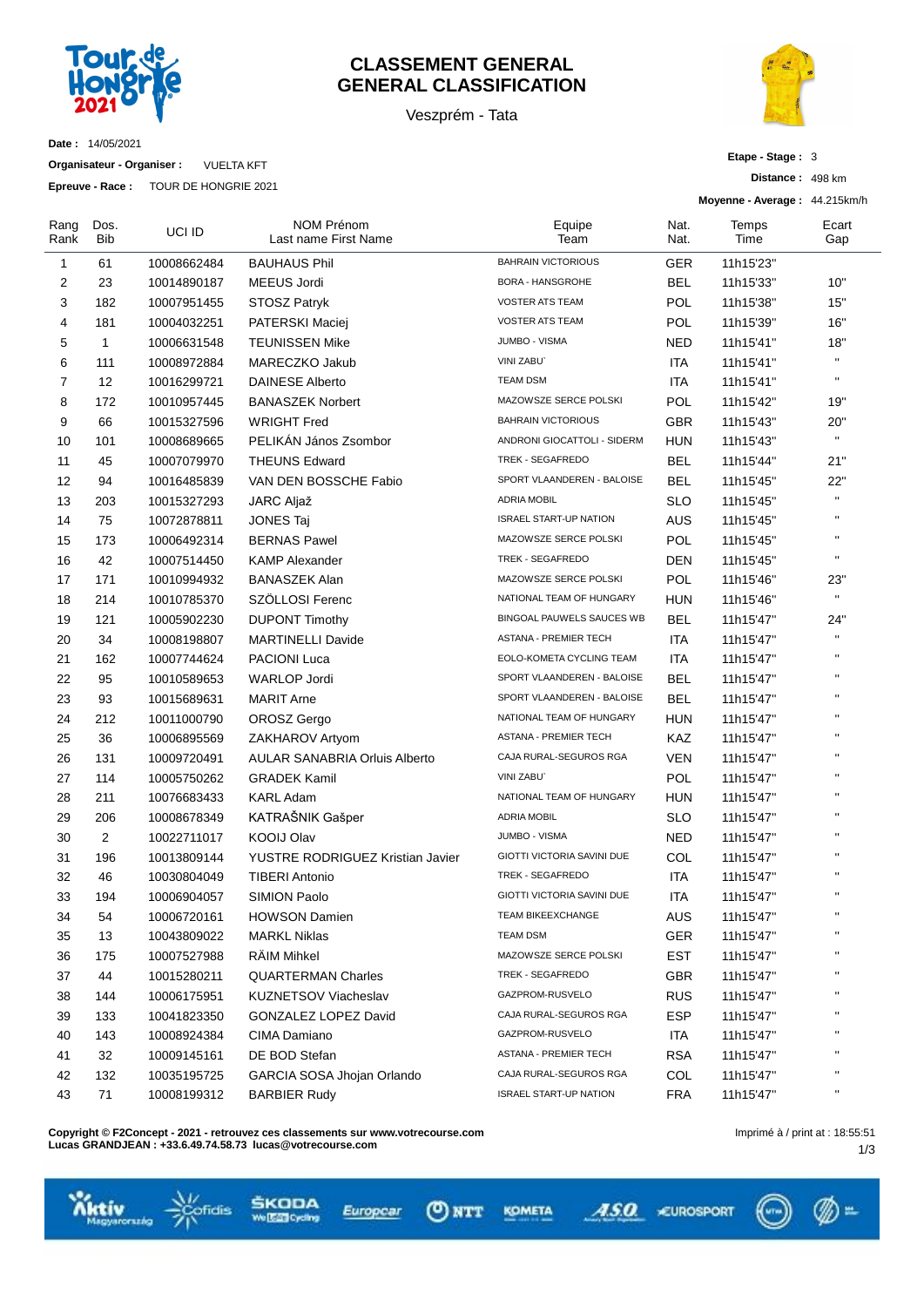# CLASSEMENT GENERAL
# GENERAL CLASSIFICATION

Veszprém - Tata

**Date :** 14/05/2021

**Organisateur - Organiser :** VUELTA KFT

**Epreuve - Race :** TOUR DE HONGRIE 2021

**Etape - Stage :** 3

**Distance :** 498 km

**Moyenne - Average :** 44.215km/h

| Rang Rank | Dos. Bib | UCI ID | NOM Prénom Last name First Name | Equipe Team | Nat. Nat. | Temps Time | Ecart Gap |
|---|---|---|---|---|---|---|---|
| 1 | 61 | 10008662484 | BAUHAUS Phil | BAHRAIN VICTORIOUS | GER | 11h15'23" | |
| 2 | 23 | 10014890187 | MEEUS Jordi | BORA - HANSGROHE | BEL | 11h15'33" | 10" |
| 3 | 182 | 10007951455 | STOSZ Patryk | VOSTER ATS TEAM | POL | 11h15'38" | 15" |
| 4 | 181 | 10004032251 | PATERSKI Maciej | VOSTER ATS TEAM | POL | 11h15'39" | 16" |
| 5 | 1 | 10006631548 | TEUNISSEN Mike | JUMBO - VISMA | NED | 11h15'41" | 18" |
| 6 | 111 | 10008972884 | MARECZKO Jakub | VINI ZABU` | ITA | 11h15'41" | " |
| 7 | 12 | 10016299721 | DAINESE Alberto | TEAM DSM | ITA | 11h15'41" | " |
| 8 | 172 | 10010957445 | BANASZEK Norbert | MAZOWSZE SERCE POLSKI | POL | 11h15'42" | 19" |
| 9 | 66 | 10015327596 | WRIGHT Fred | BAHRAIN VICTORIOUS | GBR | 11h15'43" | 20" |
| 10 | 101 | 10008689665 | PELIKÁN János Zsombor | ANDRONI GIOCATTOLI - SIDERM | HUN | 11h15'43" | " |
| 11 | 45 | 10007079970 | THEUNS Edward | TREK - SEGAFREDO | BEL | 11h15'44" | 21" |
| 12 | 94 | 10016485839 | VAN DEN BOSSCHE Fabio | SPORT VLAANDEREN - BALOISE | BEL | 11h15'45" | 22" |
| 13 | 203 | 10015327293 | JARC Aljaž | ADRIA MOBIL | SLO | 11h15'45" | " |
| 14 | 75 | 10072878811 | JONES Taj | ISRAEL START-UP NATION | AUS | 11h15'45" | " |
| 15 | 173 | 10006492314 | BERNAS Pawel | MAZOWSZE SERCE POLSKI | POL | 11h15'45" | " |
| 16 | 42 | 10007514450 | KAMP Alexander | TREK - SEGAFREDO | DEN | 11h15'45" | " |
| 17 | 171 | 10010994932 | BANASZEK Alan | MAZOWSZE SERCE POLSKI | POL | 11h15'46" | 23" |
| 18 | 214 | 10010785370 | SZÖLLOSI Ferenc | NATIONAL TEAM OF HUNGARY | HUN | 11h15'46" | " |
| 19 | 121 | 10005902230 | DUPONT Timothy | BINGOAL PAUWELS SAUCES WB | BEL | 11h15'47" | 24" |
| 20 | 34 | 10008198807 | MARTINELLI Davide | ASTANA - PREMIER TECH | ITA | 11h15'47" | " |
| 21 | 162 | 10007744624 | PACIONI Luca | EOLO-KOMETA CYCLING TEAM | ITA | 11h15'47" | " |
| 22 | 95 | 10010589653 | WARLOP Jordi | SPORT VLAANDEREN - BALOISE | BEL | 11h15'47" | " |
| 23 | 93 | 10015689631 | MARIT Arne | SPORT VLAANDEREN - BALOISE | BEL | 11h15'47" | " |
| 24 | 212 | 10011000790 | OROSZ Gergo | NATIONAL TEAM OF HUNGARY | HUN | 11h15'47" | " |
| 25 | 36 | 10006895569 | ZAKHAROV Artyom | ASTANA - PREMIER TECH | KAZ | 11h15'47" | " |
| 26 | 131 | 10009720491 | AULAR SANABRIA Orluis Alberto | CAJA RURAL-SEGUROS RGA | VEN | 11h15'47" | " |
| 27 | 114 | 10005750262 | GRADEK Kamil | VINI ZABU` | POL | 11h15'47" | " |
| 28 | 211 | 10076683433 | KARL Adam | NATIONAL TEAM OF HUNGARY | HUN | 11h15'47" | " |
| 29 | 206 | 10008678349 | KATRAŠNIK Gašper | ADRIA MOBIL | SLO | 11h15'47" | " |
| 30 | 2 | 10022711017 | KOOIJ Olav | JUMBO - VISMA | NED | 11h15'47" | " |
| 31 | 196 | 10013809144 | YUSTRE RODRIGUEZ Kristian Javier | GIOTTI VICTORIA SAVINI DUE | COL | 11h15'47" | " |
| 32 | 46 | 10030804049 | TIBERI Antonio | TREK - SEGAFREDO | ITA | 11h15'47" | " |
| 33 | 194 | 10006904057 | SIMION Paolo | GIOTTI VICTORIA SAVINI DUE | ITA | 11h15'47" | " |
| 34 | 54 | 10006720161 | HOWSON Damien | TEAM BIKEEXCHANGE | AUS | 11h15'47" | " |
| 35 | 13 | 10043809022 | MARKL Niklas | TEAM DSM | GER | 11h15'47" | " |
| 36 | 175 | 10007527988 | RÄIM Mihkel | MAZOWSZE SERCE POLSKI | EST | 11h15'47" | " |
| 37 | 44 | 10015280211 | QUARTERMAN Charles | TREK - SEGAFREDO | GBR | 11h15'47" | " |
| 38 | 144 | 10006175951 | KUZNETSOV Viacheslav | GAZPROM-RUSVELO | RUS | 11h15'47" | " |
| 39 | 133 | 10041823350 | GONZALEZ LOPEZ David | CAJA RURAL-SEGUROS RGA | ESP | 11h15'47" | " |
| 40 | 143 | 10008924384 | CIMA Damiano | GAZPROM-RUSVELO | ITA | 11h15'47" | " |
| 41 | 32 | 10009145161 | DE BOD Stefan | ASTANA - PREMIER TECH | RSA | 11h15'47" | " |
| 42 | 132 | 10035195725 | GARCIA SOSA Jhojan Orlando | CAJA RURAL-SEGUROS RGA | COL | 11h15'47" | " |
| 43 | 71 | 10008199312 | BARBIER Rudy | ISRAEL START-UP NATION | FRA | 11h15'47" | " |

**Copyright © F2Concept - 2021 - retrouvez ces classements sur www.votrecourse.com**
**Lucas GRANDJEAN : +33.6.49.74.58.73 lucas@votrecourse.com**

Imprimé à / print at : 18:55:51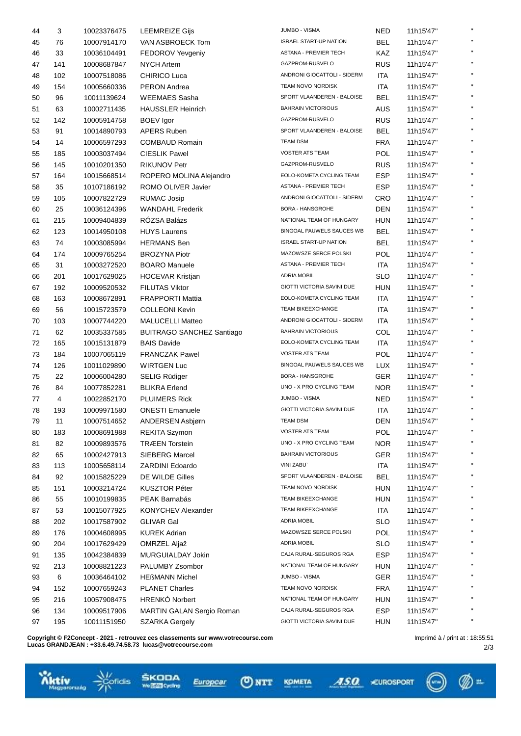| | | | | | | | |
|---|---|---|---|---|---|---|---|
| 44 | 3 | 10023376475 | LEEMREIZE Gijs | JUMBO - VISMA | NED | 11h15'47" | " |
| 45 | 76 | 10007914170 | VAN ASBROECK Tom | ISRAEL START-UP NATION | BEL | 11h15'47" | " |
| 46 | 33 | 10036104491 | FEDOROV Yevgeniy | ASTANA - PREMIER TECH | KAZ | 11h15'47" | " |
| 47 | 141 | 10008687847 | NYCH Artem | GAZPROM-RUSVELO | RUS | 11h15'47" | " |
| 48 | 102 | 10007518086 | CHIRICO Luca | ANDRONI GIOCATTOLI - SIDERM | ITA | 11h15'47" | " |
| 49 | 154 | 10005660336 | PERON Andrea | TEAM NOVO NORDISK | ITA | 11h15'47" | " |
| 50 | 96 | 10011139624 | WEEMAES Sasha | SPORT VLAANDEREN - BALOISE | BEL | 11h15'47" | " |
| 51 | 63 | 10002711435 | HAUSSLER Heinrich | BAHRAIN VICTORIOUS | AUS | 11h15'47" | " |
| 52 | 142 | 10005914758 | BOEV Igor | GAZPROM-RUSVELO | RUS | 11h15'47" | " |
| 53 | 91 | 10014890793 | APERS Ruben | SPORT VLAANDEREN - BALOISE | BEL | 11h15'47" | " |
| 54 | 14 | 10006597293 | COMBAUD Romain | TEAM DSM | FRA | 11h15'47" | " |
| 55 | 185 | 10003037494 | CIESLIK Pawel | VOSTER ATS TEAM | POL | 11h15'47" | " |
| 56 | 145 | 10010201350 | RIKUNOV Petr | GAZPROM-RUSVELO | RUS | 11h15'47" | " |
| 57 | 164 | 10015668514 | ROPERO MOLINA Alejandro | EOLO-KOMETA CYCLING TEAM | ESP | 11h15'47" | " |
| 58 | 35 | 10107186192 | ROMO OLIVER Javier | ASTANA - PREMIER TECH | ESP | 11h15'47" | " |
| 59 | 105 | 10007822729 | RUMAC Josip | ANDRONI GIOCATTOLI - SIDERM | CRO | 11h15'47" | " |
| 60 | 25 | 10036124396 | WANDAHL Frederik | BORA - HANSGROHE | DEN | 11h15'47" | " |
| 61 | 215 | 10009404839 | RÓZSA Balázs | NATIONAL TEAM OF HUNGARY | HUN | 11h15'47" | " |
| 62 | 123 | 10014950108 | HUYS Laurens | BINGOAL PAUWELS SAUCES WB | BEL | 11h15'47" | " |
| 63 | 74 | 10003085994 | HERMANS Ben | ISRAEL START-UP NATION | BEL | 11h15'47" | " |
| 64 | 174 | 10009765254 | BROZYNA Piotr | MAZOWSZE SERCE POLSKI | POL | 11h15'47" | " |
| 65 | 31 | 10003272520 | BOARO Manuele | ASTANA - PREMIER TECH | ITA | 11h15'47" | " |
| 66 | 201 | 10017629025 | HOCEVAR Kristjan | ADRIA MOBIL | SLO | 11h15'47" | " |
| 67 | 192 | 10009520532 | FILUTAS Viktor | GIOTTI VICTORIA SAVINI DUE | HUN | 11h15'47" | " |
| 68 | 163 | 10008672891 | FRAPPORTI Mattia | EOLO-KOMETA CYCLING TEAM | ITA | 11h15'47" | " |
| 69 | 56 | 10015723579 | COLLEONI Kevin | TEAM BIKEEXCHANGE | ITA | 11h15'47" | " |
| 70 | 103 | 10007744220 | MALUCELLI Matteo | ANDRONI GIOCATTOLI - SIDERM | ITA | 11h15'47" | " |
| 71 | 62 | 10035337585 | BUITRAGO SANCHEZ Santiago | BAHRAIN VICTORIOUS | COL | 11h15'47" | " |
| 72 | 165 | 10015131879 | BAIS Davide | EOLO-KOMETA CYCLING TEAM | ITA | 11h15'47" | " |
| 73 | 184 | 10007065119 | FRANCZAK Pawel | VOSTER ATS TEAM | POL | 11h15'47" | " |
| 74 | 126 | 10011029890 | WIRTGEN Luc | BINGOAL PAUWELS SAUCES WB | LUX | 11h15'47" | " |
| 75 | 22 | 10006004280 | SELIG Rüdiger | BORA - HANSGROHE | GER | 11h15'47" | " |
| 76 | 84 | 10077852281 | BLIKRA Erlend | UNO - X PRO CYCLING TEAM | NOR | 11h15'47" | " |
| 77 | 4 | 10022852170 | PLUIMERS Rick | JUMBO - VISMA | NED | 11h15'47" | " |
| 78 | 193 | 10009971580 | ONESTI Emanuele | GIOTTI VICTORIA SAVINI DUE | ITA | 11h15'47" | " |
| 79 | 11 | 10007514652 | ANDERSEN Asbjørn | TEAM DSM | DEN | 11h15'47" | " |
| 80 | 183 | 10008691988 | REKITA Szymon | VOSTER ATS TEAM | POL | 11h15'47" | " |
| 81 | 82 | 10009893576 | TRÆEN Torstein | UNO - X PRO CYCLING TEAM | NOR | 11h15'47" | " |
| 82 | 65 | 10002427913 | SIEBERG Marcel | BAHRAIN VICTORIOUS | GER | 11h15'47" | " |
| 83 | 113 | 10005658114 | ZARDINI Edoardo | VINI ZABU` | ITA | 11h15'47" | " |
| 84 | 92 | 10015825229 | DE WILDE Gilles | SPORT VLAANDEREN - BALOISE | BEL | 11h15'47" | " |
| 85 | 151 | 10003214724 | KUSZTOR Péter | TEAM NOVO NORDISK | HUN | 11h15'47" | " |
| 86 | 55 | 10010199835 | PEAK Barnabás | TEAM BIKEEXCHANGE | HUN | 11h15'47" | " |
| 87 | 53 | 10015077925 | KONYCHEV Alexander | TEAM BIKEEXCHANGE | ITA | 11h15'47" | " |
| 88 | 202 | 10017587902 | GLIVAR Gal | ADRIA MOBIL | SLO | 11h15'47" | " |
| 89 | 176 | 10004608995 | KUREK Adrian | MAZOWSZE SERCE POLSKI | POL | 11h15'47" | " |
| 90 | 204 | 10017629429 | OMRZEL Aljaž | ADRIA MOBIL | SLO | 11h15'47" | " |
| 91 | 135 | 10042384839 | MURGUIALDAY Jokin | CAJA RURAL-SEGUROS RGA | ESP | 11h15'47" | " |
| 92 | 213 | 10008821223 | PALUMBY Zsombor | NATIONAL TEAM OF HUNGARY | HUN | 11h15'47" | " |
| 93 | 6 | 10036464102 | HEßMANN Michel | JUMBO - VISMA | GER | 11h15'47" | " |
| 94 | 152 | 10007659243 | PLANET Charles | TEAM NOVO NORDISK | FRA | 11h15'47" | " |
| 95 | 216 | 10057908475 | HRENKÓ Norbert | NATIONAL TEAM OF HUNGARY | HUN | 11h15'47" | " |
| 96 | 134 | 10009517906 | MARTIN GALAN Sergio Roman | CAJA RURAL-SEGUROS RGA | ESP | 11h15'47" | " |
| 97 | 195 | 10011151950 | SZARKA Gergely | GIOTTI VICTORIA SAVINI DUE | HUN | 11h15'47" | " |

**Copyright © F2Concept - 2021 - retrouvez ces classements sur www.votrecourse.com**
**Lucas GRANDJEAN : +33.6.49.74.58.73 lucas@votrecourse.com**

Imprimé à / print at : 18:55:51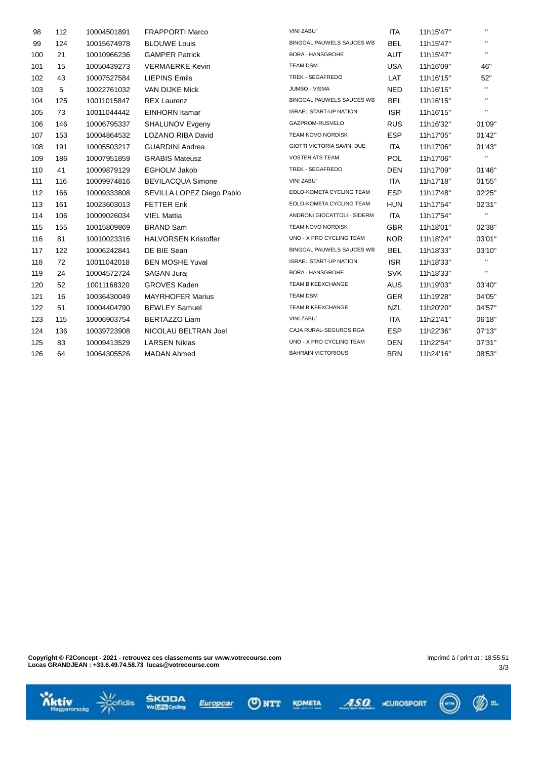| | | | | | | | |
|---|---|---|---|---|---|---|---|
| 98 | 112 | 10004501891 | FRAPPORTI Marco | VINI ZABU` | ITA | 11h15'47'' | " |
| 99 | 124 | 10015674978 | BLOUWE Louis | BINGOAL PAUWELS SAUCES WB | BEL | 11h15'47'' | " |
| 100 | 21 | 10010966236 | GAMPER Patrick | BORA - HANSGROHE | AUT | 11h15'47'' | " |
| 101 | 15 | 10050439273 | VERMAERKE Kevin | TEAM DSM | USA | 11h16'09'' | 46'' |
| 102 | 43 | 10007527584 | LIEPINS Emils | TREK - SEGAFREDO | LAT | 11h16'15'' | 52'' |
| 103 | 5 | 10022761032 | VAN DIJKE Mick | JUMBO - VISMA | NED | 11h16'15'' | " |
| 104 | 125 | 10011015847 | REX Laurenz | BINGOAL PAUWELS SAUCES WB | BEL | 11h16'15'' | " |
| 105 | 73 | 10011044442 | EINHORN Itamar | ISRAEL START-UP NATION | ISR | 11h16'15'' | " |
| 106 | 146 | 10006795337 | SHALUNOV Evgeny | GAZPROM-RUSVELO | RUS | 11h16'32'' | 01'09'' |
| 107 | 153 | 10004864532 | LOZANO RIBA David | TEAM NOVO NORDISK | ESP | 11h17'05'' | 01'42'' |
| 108 | 191 | 10005503217 | GUARDINI Andrea | GIOTTI VICTORIA SAVINI DUE | ITA | 11h17'06'' | 01'43'' |
| 109 | 186 | 10007951859 | GRABIS Mateusz | VOSTER ATS TEAM | POL | 11h17'06'' | " |
| 110 | 41 | 10009879129 | EGHOLM Jakob | TREK - SEGAFREDO | DEN | 11h17'09'' | 01'46'' |
| 111 | 116 | 10009974816 | BEVILACQUA Simone | VINI ZABU` | ITA | 11h17'18'' | 01'55'' |
| 112 | 166 | 10009333808 | SEVILLA LOPEZ Diego Pablo | EOLO-KOMETA CYCLING TEAM | ESP | 11h17'48'' | 02'25'' |
| 113 | 161 | 10023603013 | FETTER Erik | EOLO-KOMETA CYCLING TEAM | HUN | 11h17'54'' | 02'31'' |
| 114 | 106 | 10009026034 | VIEL Mattia | ANDRONI GIOCATTOLI - SIDERM | ITA | 11h17'54'' | " |
| 115 | 155 | 10015809869 | BRAND Sam | TEAM NOVO NORDISK | GBR | 11h18'01'' | 02'38'' |
| 116 | 81 | 10010023316 | HALVORSEN Kristoffer | UNO - X PRO CYCLING TEAM | NOR | 11h18'24'' | 03'01'' |
| 117 | 122 | 10006242841 | DE BIE Sean | BINGOAL PAUWELS SAUCES WB | BEL | 11h18'33'' | 03'10'' |
| 118 | 72 | 10011042018 | BEN MOSHE Yuval | ISRAEL START-UP NATION | ISR | 11h18'33'' | " |
| 119 | 24 | 10004572724 | SAGAN Juraj | BORA - HANSGROHE | SVK | 11h18'33'' | " |
| 120 | 52 | 10011168320 | GROVES Kaden | TEAM BIKEEXCHANGE | AUS | 11h19'03'' | 03'40'' |
| 121 | 16 | 10036430049 | MAYRHOFER Marius | TEAM DSM | GER | 11h19'28'' | 04'05'' |
| 122 | 51 | 10004404790 | BEWLEY Samuel | TEAM BIKEEXCHANGE | NZL | 11h20'20'' | 04'57'' |
| 123 | 115 | 10006903754 | BERTAZZO Liam | VINI ZABU` | ITA | 11h21'41'' | 06'18'' |
| 124 | 136 | 10039723908 | NICOLAU BELTRAN Joel | CAJA RURAL-SEGUROS RGA | ESP | 11h22'36'' | 07'13'' |
| 125 | 83 | 10009413529 | LARSEN Niklas | UNO - X PRO CYCLING TEAM | DEN | 11h22'54'' | 07'31'' |
| 126 | 64 | 10064305526 | MADAN Ahmed | BAHRAIN VICTORIOUS | BRN | 11h24'16'' | 08'53'' |

**Copyright © F2Concept - 2021 - retrouvez ces classements sur www.votrecourse.com**
**Lucas GRANDJEAN : +33.6.49.74.58.73 lucas@votrecourse.com**

Imprimé à / print at : 18:55:51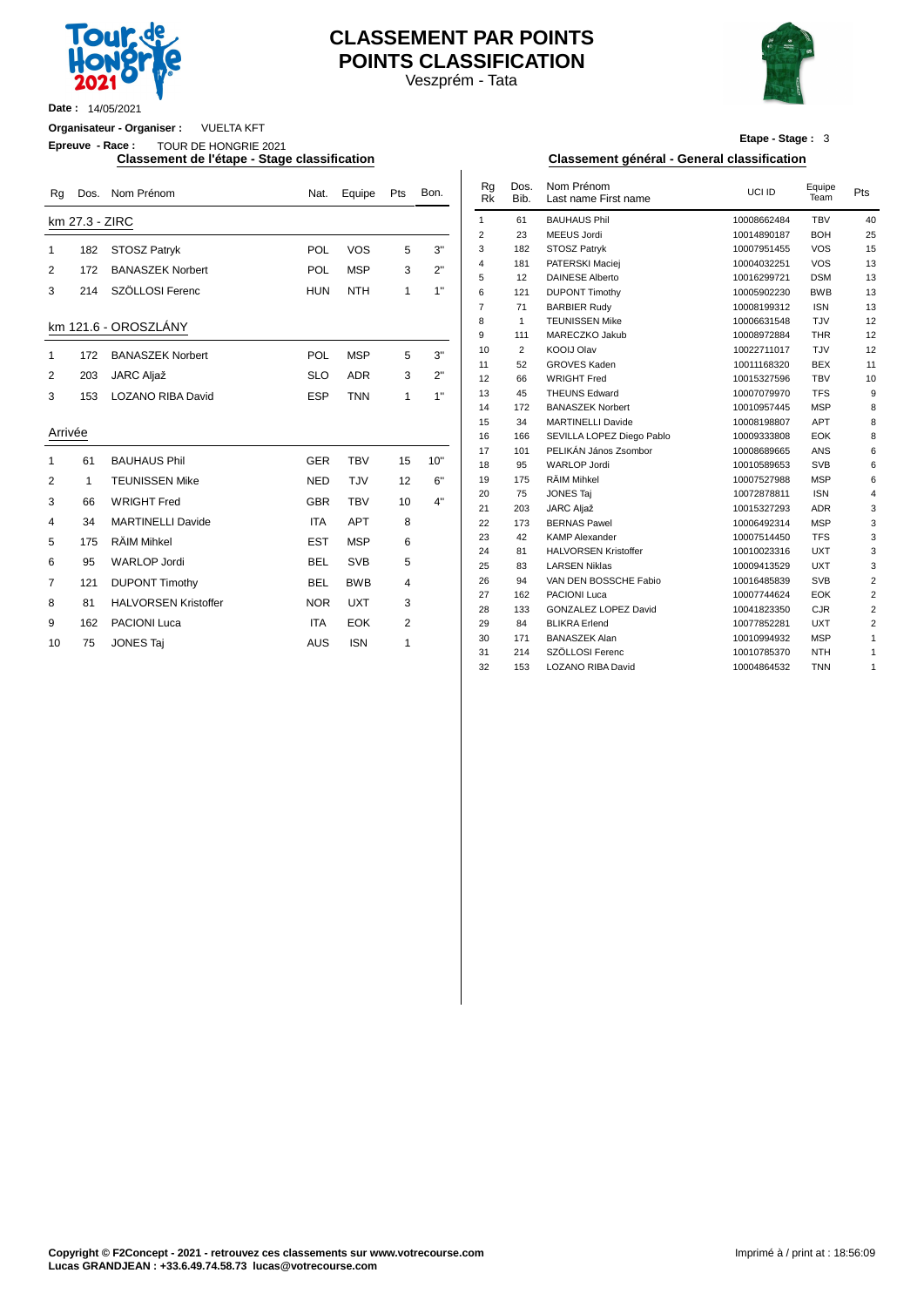# CLASSEMENT PAR POINTS
# POINTS CLASSIFICATION

Veszprém - Tata

**Date :** 14/05/2021

**Organisateur - Organiser :** VUELTA KFT

**Epreuve - Race :** TOUR DE HONGRIE 2021

**Etape - Stage :** 3

## Classement de l'étape - Stage classification

### km 27.3 - ZIRC

| Rg | Dos. | Nom Prénom | Nat. | Equipe | Pts | Bon. |
|---|---|---|---|---|---|---|
| 1 | 182 | STOSZ Patryk | POL | VOS | 5 | 3" |
| 2 | 172 | BANASZEK Norbert | POL | MSP | 3 | 2" |
| 3 | 214 | SZÖLLOSI Ferenc | HUN | NTH | 1 | 1" |

### km 121.6 - OROSZLÁNY

| Rg | Dos. | Nom Prénom | Nat. | Equipe | Pts | Bon. |
|---|---|---|---|---|---|---|
| 1 | 172 | BANASZEK Norbert | POL | MSP | 5 | 3" |
| 2 | 203 | JARC Aljaž | SLO | ADR | 3 | 2" |
| 3 | 153 | LOZANO RIBA David | ESP | TNN | 1 | 1" |

### Arrivée

| Rg | Dos. | Nom Prénom | Nat. | Equipe | Pts | Bon. |
|---|---|---|---|---|---|---|
| 1 | 61 | BAUHAUS Phil | GER | TBV | 15 | 10" |
| 2 | 1 | TEUNISSEN Mike | NED | TJV | 12 | 6" |
| 3 | 66 | WRIGHT Fred | GBR | TBV | 10 | 4" |
| 4 | 34 | MARTINELLI Davide | ITA | APT | 8 | |
| 5 | 175 | RÄIM Mihkel | EST | MSP | 6 | |
| 6 | 95 | WARLOP Jordi | BEL | SVB | 5 | |
| 7 | 121 | DUPONT Timothy | BEL | BWB | 4 | |
| 8 | 81 | HALVORSEN Kristoffer | NOR | UXT | 3 | |
| 9 | 162 | PACIONI Luca | ITA | EOK | 2 | |
| 10 | 75 | JONES Taj | AUS | ISN | 1 | |

## Classement général - General classification

| Rg Rk | Dos. Bib. | Nom Prénom Last name First name | UCI ID | Equipe Team | Pts |
|---|---|---|---|---|---|
| 1 | 61 | BAUHAUS Phil | 10008662484 | TBV | 40 |
| 2 | 23 | MEEUS Jordi | 10014890187 | BOH | 25 |
| 3 | 182 | STOSZ Patryk | 10007951455 | VOS | 15 |
| 4 | 181 | PATERSKI Maciej | 10004032251 | VOS | 13 |
| 5 | 12 | DAINESE Alberto | 10016299721 | DSM | 13 |
| 6 | 121 | DUPONT Timothy | 10005902230 | BWB | 13 |
| 7 | 71 | BARBIER Rudy | 10008199312 | ISN | 13 |
| 8 | 1 | TEUNISSEN Mike | 10006631548 | TJV | 12 |
| 9 | 111 | MARECZKO Jakub | 10008972884 | THR | 12 |
| 10 | 2 | KOOIJ Olav | 10022711017 | TJV | 12 |
| 11 | 52 | GROVES Kaden | 10011168320 | BEX | 11 |
| 12 | 66 | WRIGHT Fred | 10015327596 | TBV | 10 |
| 13 | 45 | THEUNS Edward | 10007079970 | TFS | 9 |
| 14 | 172 | BANASZEK Norbert | 10010957445 | MSP | 8 |
| 15 | 34 | MARTINELLI Davide | 10008198807 | APT | 8 |
| 16 | 166 | SEVILLA LOPEZ Diego Pablo | 10009333808 | EOK | 8 |
| 17 | 101 | PELIKÁN János Zsombor | 10008689665 | ANS | 6 |
| 18 | 95 | WARLOP Jordi | 10010589653 | SVB | 6 |
| 19 | 175 | RÄIM Mihkel | 10007527988 | MSP | 6 |
| 20 | 75 | JONES Taj | 10072878811 | ISN | 4 |
| 21 | 203 | JARC Aljaž | 10015327293 | ADR | 3 |
| 22 | 173 | BERNAS Pawel | 10006492314 | MSP | 3 |
| 23 | 42 | KAMP Alexander | 10007514450 | TFS | 3 |
| 24 | 81 | HALVORSEN Kristoffer | 10010023316 | UXT | 3 |
| 25 | 83 | LARSEN Niklas | 10009413529 | UXT | 3 |
| 26 | 94 | VAN DEN BOSSCHE Fabio | 10016485839 | SVB | 2 |
| 27 | 162 | PACIONI Luca | 10007744624 | EOK | 2 |
| 28 | 133 | GONZALEZ LOPEZ David | 10041823350 | CJR | 2 |
| 29 | 84 | BLIKRA Erlend | 10077852281 | UXT | 2 |
| 30 | 171 | BANASZEK Alan | 10010994932 | MSP | 1 |
| 31 | 214 | SZÖLLOSI Ferenc | 10010785370 | NTH | 1 |
| 32 | 153 | LOZANO RIBA David | 10004864532 | TNN | 1 |

**Copyright © F2Concept - 2021 - retrouvez ces classements sur www.votrecourse.com**
**Lucas GRANDJEAN : +33.6.49.74.58.73 lucas@votrecourse.com**

Imprimé à / print at : 18:56:09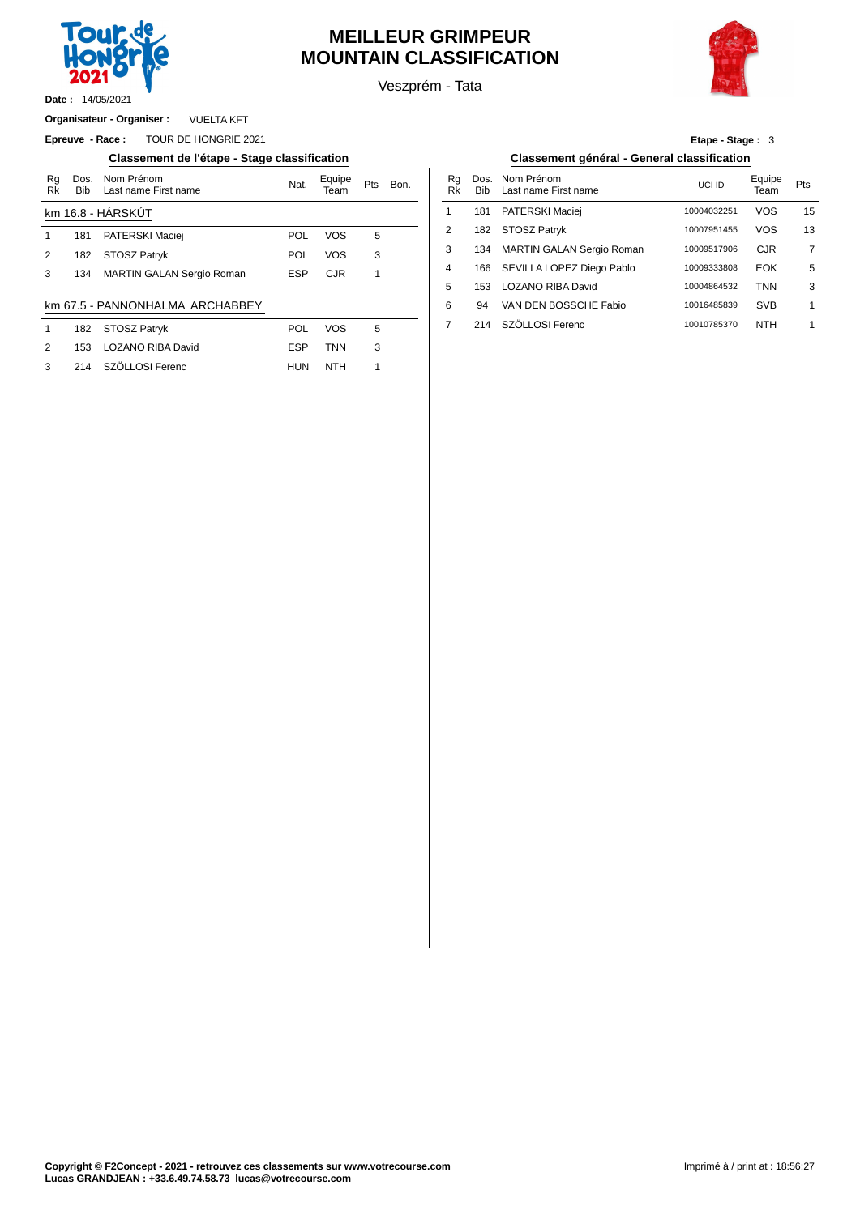# MEILLEUR GRIMPEUR
# MOUNTAIN CLASSIFICATION

Veszprém - Tata

**Date :** 14/05/2021

**Organisateur - Organiser :** VUELTA KFT

**Epreuve - Race :** TOUR DE HONGRIE 2021

**Etape - Stage :** 3

## Classement de l'étape - Stage classification

### km 16.8 - HÁRSKÚT

| Rg Rk | Dos. Bib | Nom Prénom Last name First name | Nat. | Equipe Team | Pts | Bon. |
|---|---|---|---|---|---|---|
| 1 | 181 | PATERSKI Maciej | POL | VOS | 5 | |
| 2 | 182 | STOSZ Patryk | POL | VOS | 3 | |
| 3 | 134 | MARTIN GALAN Sergio Roman | ESP | CJR | 1 | |

### km 67.5 - PANNONHALMA ARCHABBEY

| Rg Rk | Dos. Bib | Nom Prénom Last name First name | Nat. | Equipe Team | Pts | Bon. |
|---|---|---|---|---|---|---|
| 1 | 182 | STOSZ Patryk | POL | VOS | 5 | |
| 2 | 153 | LOZANO RIBA David | ESP | TNN | 3 | |
| 3 | 214 | SZÖLLOSI Ferenc | HUN | NTH | 1 | |

## Classement général - General classification

| Rg Rk | Dos. Bib | Nom Prénom Last name First name | UCI ID | Equipe Team | Pts |
|---|---|---|---|---|---|
| 1 | 181 | PATERSKI Maciej | 10004032251 | VOS | 15 |
| 2 | 182 | STOSZ Patryk | 10007951455 | VOS | 13 |
| 3 | 134 | MARTIN GALAN Sergio Roman | 10009517906 | CJR | 7 |
| 4 | 166 | SEVILLA LOPEZ Diego Pablo | 10009333808 | EOK | 5 |
| 5 | 153 | LOZANO RIBA David | 10004864532 | TNN | 3 |
| 6 | 94 | VAN DEN BOSSCHE Fabio | 10016485839 | SVB | 1 |
| 7 | 214 | SZÖLLOSI Ferenc | 10010785370 | NTH | 1 |

**Copyright © F2Concept - 2021 - retrouvez ces classements sur www.votrecourse.com**
**Lucas GRANDJEAN : +33.6.49.74.58.73 lucas@votrecourse.com**

Imprimé à / print at : 18:56:27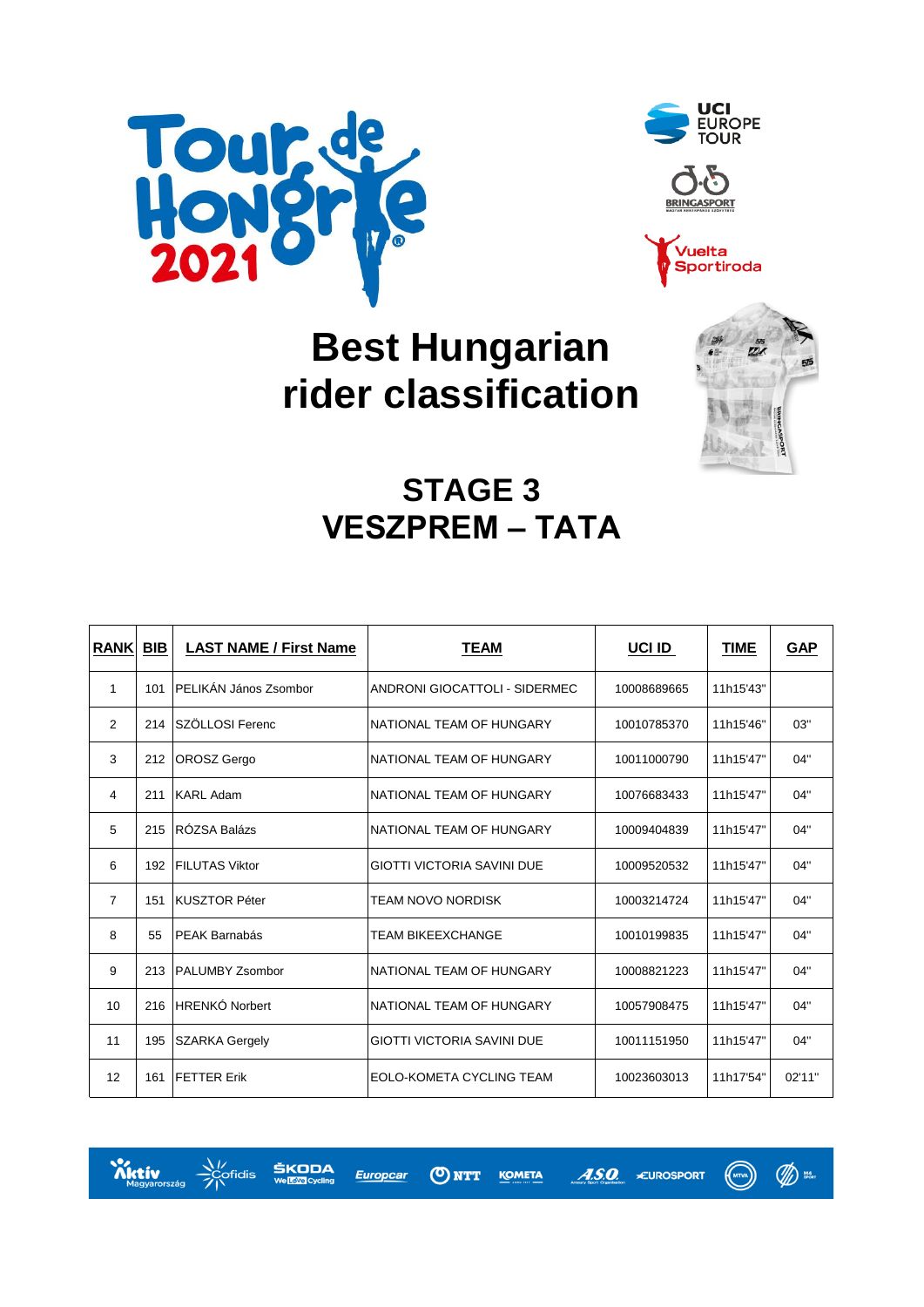# Best Hungarian rider classification

## STAGE 3
## VESZPREM – TATA

| RANK | BIB | LAST NAME / First Name | TEAM | UCI ID | TIME | GAP |
|---|---|---|---|---|---|---|
| 1 | 101 | PELIKÁN János Zsombor | ANDRONI GIOCATTOLI - SIDERMEC | 10008689665 | 11h15'43'' | |
| 2 | 214 | SZÖLLOSI Ferenc | NATIONAL TEAM OF HUNGARY | 10010785370 | 11h15'46'' | 03'' |
| 3 | 212 | OROSZ Gergo | NATIONAL TEAM OF HUNGARY | 10011000790 | 11h15'47'' | 04'' |
| 4 | 211 | KARL Adam | NATIONAL TEAM OF HUNGARY | 10076683433 | 11h15'47'' | 04'' |
| 5 | 215 | RÓZSA Balázs | NATIONAL TEAM OF HUNGARY | 10009404839 | 11h15'47'' | 04'' |
| 6 | 192 | FILUTAS Viktor | GIOTTI VICTORIA SAVINI DUE | 10009520532 | 11h15'47'' | 04'' |
| 7 | 151 | KUSZTOR Péter | TEAM NOVO NORDISK | 10003214724 | 11h15'47'' | 04'' |
| 8 | 55 | PEAK Barnabás | TEAM BIKEEXCHANGE | 10010199835 | 11h15'47'' | 04'' |
| 9 | 213 | PALUMBY Zsombor | NATIONAL TEAM OF HUNGARY | 10008821223 | 11h15'47'' | 04'' |
| 10 | 216 | HRENKÓ Norbert | NATIONAL TEAM OF HUNGARY | 10057908475 | 11h15'47'' | 04'' |
| 11 | 195 | SZARKA Gergely | GIOTTI VICTORIA SAVINI DUE | 10011151950 | 11h15'47'' | 04'' |
| 12 | 161 | FETTER Erik | EOLO-KOMETA CYCLING TEAM | 10023603013 | 11h17'54'' | 02'11'' |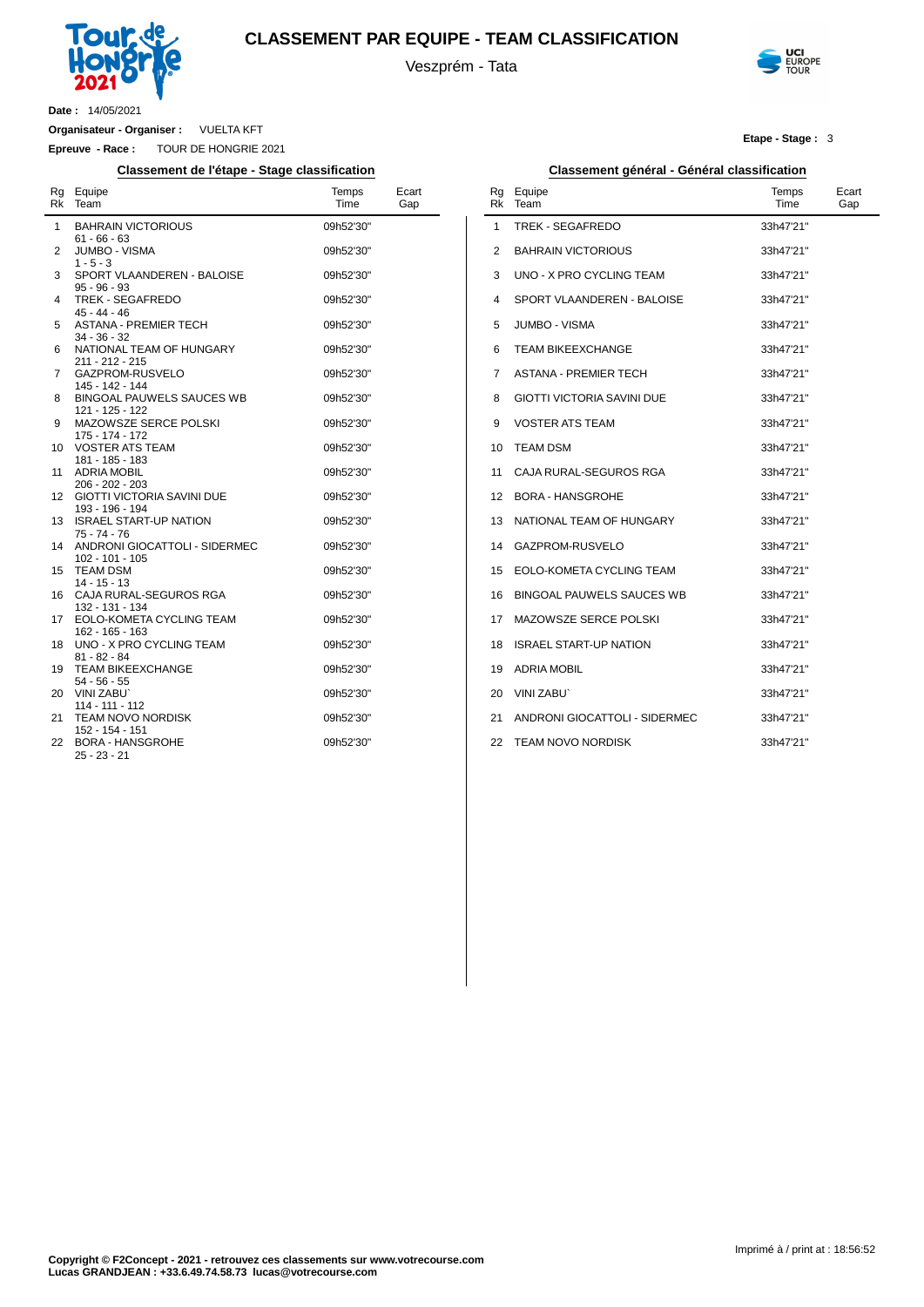# CLASSEMENT PAR EQUIPE - TEAM CLASSIFICATION

Veszprém - Tata

**Date :** 14/05/2021

**Organisateur - Organiser :** VUELTA KFT

**Epreuve - Race :** TOUR DE HONGRIE 2021

**Etape - Stage :** 3

## Classement de l'étape - Stage classification

| Rg Rk | Equipe Team | Temps Time | Ecart Gap |
|---|---|---|---|
| 1 | BAHRAIN VICTORIOUS<br>61 - 66 - 63 | 09h52'30" | |
| 2 | JUMBO - VISMA<br>1 - 5 - 3 | 09h52'30" | |
| 3 | SPORT VLAANDEREN - BALOISE<br>95 - 96 - 93 | 09h52'30" | |
| 4 | TREK - SEGAFREDO<br>45 - 44 - 46 | 09h52'30" | |
| 5 | ASTANA - PREMIER TECH<br>34 - 36 - 32 | 09h52'30" | |
| 6 | NATIONAL TEAM OF HUNGARY<br>211 - 212 - 215 | 09h52'30" | |
| 7 | GAZPROM-RUSVELO<br>145 - 142 - 144 | 09h52'30" | |
| 8 | BINGOAL PAUWELS SAUCES WB<br>121 - 125 - 122 | 09h52'30" | |
| 9 | MAZOWSZE SERCE POLSKI<br>175 - 174 - 172 | 09h52'30" | |
| 10 | VOSTER ATS TEAM<br>181 - 185 - 183 | 09h52'30" | |
| 11 | ADRIA MOBIL<br>206 - 202 - 203 | 09h52'30" | |
| 12 | GIOTTI VICTORIA SAVINI DUE<br>193 - 196 - 194 | 09h52'30" | |
| 13 | ISRAEL START-UP NATION<br>75 - 74 - 76 | 09h52'30" | |
| 14 | ANDRONI GIOCATTOLI - SIDERMEC<br>102 - 101 - 105 | 09h52'30" | |
| 15 | TEAM DSM<br>14 - 15 - 13 | 09h52'30" | |
| 16 | CAJA RURAL-SEGUROS RGA<br>132 - 131 - 134 | 09h52'30" | |
| 17 | EOLO-KOMETA CYCLING TEAM<br>162 - 165 - 163 | 09h52'30" | |
| 18 | UNO - X PRO CYCLING TEAM<br>81 - 82 - 84 | 09h52'30" | |
| 19 | TEAM BIKEEXCHANGE<br>54 - 56 - 55 | 09h52'30" | |
| 20 | VINI ZABU`<br>114 - 111 - 112 | 09h52'30" | |
| 21 | TEAM NOVO NORDISK<br>152 - 154 - 151 | 09h52'30" | |
| 22 | BORA - HANSGROHE<br>25 - 23 - 21 | 09h52'30" | |

## Classement général - Général classification

| Rg Rk | Equipe Team | Temps Time | Ecart Gap |
|---|---|---|---|
| 1 | TREK - SEGAFREDO | 33h47'21" | |
| 2 | BAHRAIN VICTORIOUS | 33h47'21" | |
| 3 | UNO - X PRO CYCLING TEAM | 33h47'21" | |
| 4 | SPORT VLAANDEREN - BALOISE | 33h47'21" | |
| 5 | JUMBO - VISMA | 33h47'21" | |
| 6 | TEAM BIKEEXCHANGE | 33h47'21" | |
| 7 | ASTANA - PREMIER TECH | 33h47'21" | |
| 8 | GIOTTI VICTORIA SAVINI DUE | 33h47'21" | |
| 9 | VOSTER ATS TEAM | 33h47'21" | |
| 10 | TEAM DSM | 33h47'21" | |
| 11 | CAJA RURAL-SEGUROS RGA | 33h47'21" | |
| 12 | BORA - HANSGROHE | 33h47'21" | |
| 13 | NATIONAL TEAM OF HUNGARY | 33h47'21" | |
| 14 | GAZPROM-RUSVELO | 33h47'21" | |
| 15 | EOLO-KOMETA CYCLING TEAM | 33h47'21" | |
| 16 | BINGOAL PAUWELS SAUCES WB | 33h47'21" | |
| 17 | MAZOWSZE SERCE POLSKI | 33h47'21" | |
| 18 | ISRAEL START-UP NATION | 33h47'21" | |
| 19 | ADRIA MOBIL | 33h47'21" | |
| 20 | VINI ZABU` | 33h47'21" | |
| 21 | ANDRONI GIOCATTOLI - SIDERMEC | 33h47'21" | |
| 22 | TEAM NOVO NORDISK | 33h47'21" | |

Imprimé à / print at : 18:56:52

**Copyright © F2Concept - 2021 - retrouvez ces classements sur www.votrecourse.com**
**Lucas GRANDJEAN : +33.6.49.74.58.73 lucas@votrecourse.com**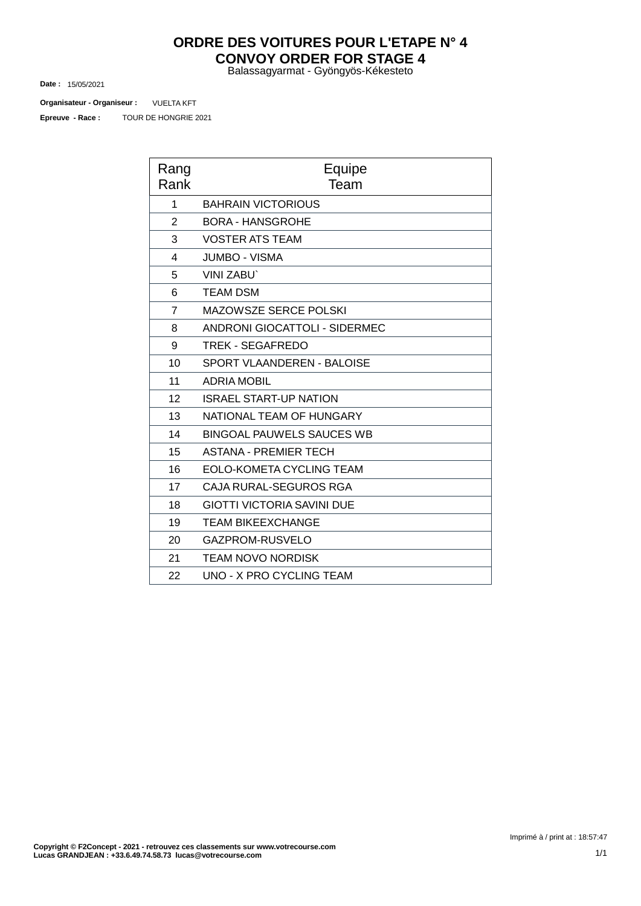# ORDRE DES VOITURES POUR L'ETAPE N° 4
# CONVOY ORDER FOR STAGE 4

Balassagyarmat - Gyöngyös-Kékesteto

**Date :** 15/05/2021

**Organisateur - Organiseur :** VUELTA KFT

**Epreuve - Race :** TOUR DE HONGRIE 2021

| Rang<br>Rank | Equipe<br>Team |
|---|---|
| 1 | BAHRAIN VICTORIOUS |
| 2 | BORA - HANSGROHE |
| 3 | VOSTER ATS TEAM |
| 4 | JUMBO - VISMA |
| 5 | VINI ZABU` |
| 6 | TEAM DSM |
| 7 | MAZOWSZE SERCE POLSKI |
| 8 | ANDRONI GIOCATTOLI - SIDERMEC |
| 9 | TREK - SEGAFREDO |
| 10 | SPORT VLAANDEREN - BALOISE |
| 11 | ADRIA MOBIL |
| 12 | ISRAEL START-UP NATION |
| 13 | NATIONAL TEAM OF HUNGARY |
| 14 | BINGOAL PAUWELS SAUCES WB |
| 15 | ASTANA - PREMIER TECH |
| 16 | EOLO-KOMETA CYCLING TEAM |
| 17 | CAJA RURAL-SEGUROS RGA |
| 18 | GIOTTI VICTORIA SAVINI DUE |
| 19 | TEAM BIKEEXCHANGE |
| 20 | GAZPROM-RUSVELO |
| 21 | TEAM NOVO NORDISK |
| 22 | UNO - X PRO CYCLING TEAM |

Imprimé à / print at : 18:57:47

**Copyright © F2Concept - 2021 - retrouvez ces classements sur www.votrecourse.com**
**Lucas GRANDJEAN : +33.6.49.74.58.73 lucas@votrecourse.com**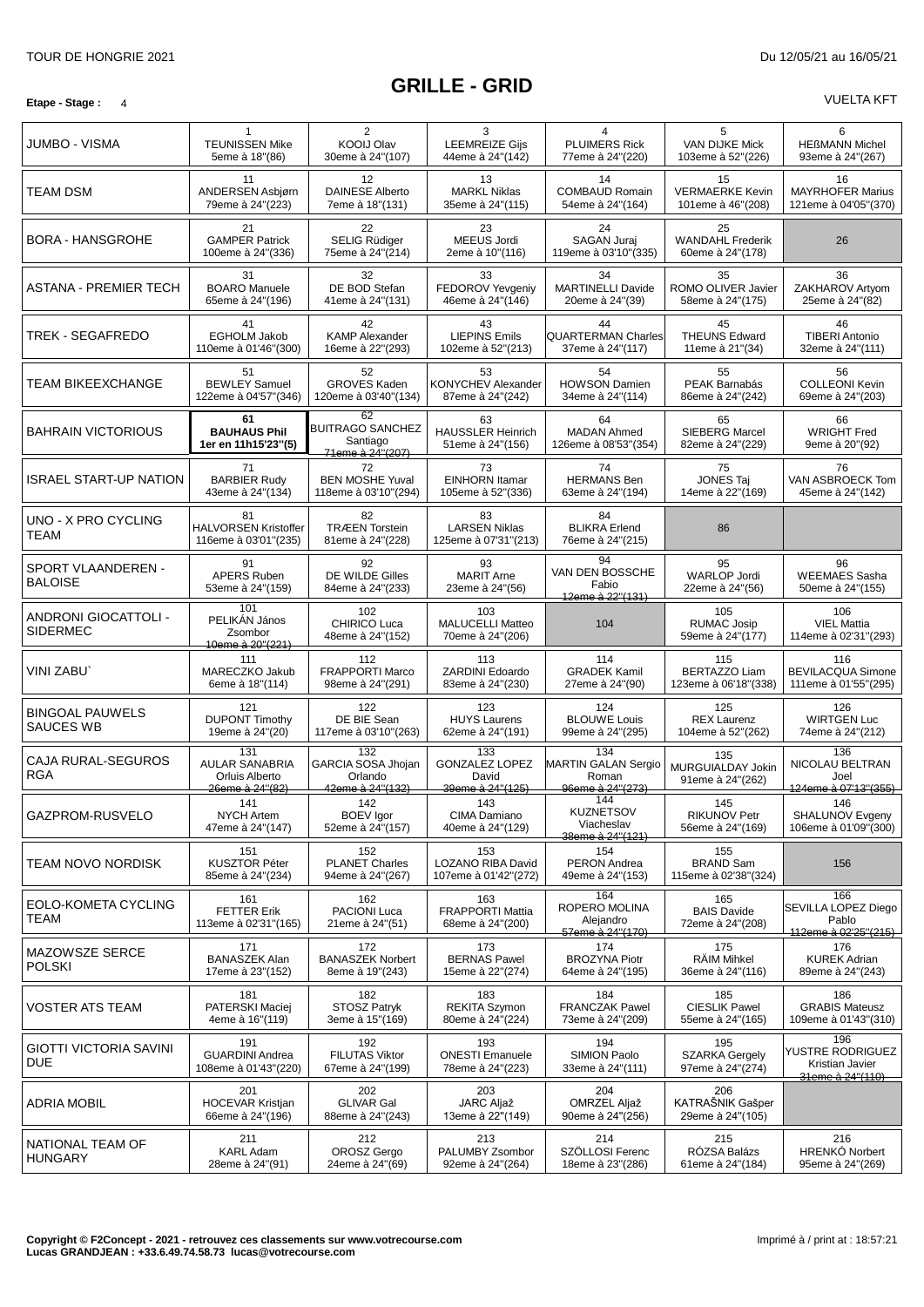TOUR DE HONGRIE 2021 — Du 12/05/21 au 16/05/21

# GRILLE - GRID

**Etape - Stage :** 4 — VUELTA KFT

| Team | | | | | | |
|---|---|---|---|---|---|---|
| JUMBO - VISMA | 1 TEUNISSEN Mike 5eme à 18"(86) | 2 KOOIJ Olav 30eme à 24"(107) | 3 LEEMREIZE Gijs 44eme à 24"(142) | 4 PLUIMERS Rick 77eme à 24"(220) | 5 VAN DIJKE Mick 103eme à 52"(226) | 6 HEßMANN Michel 93eme à 24"(267) |
| TEAM DSM | 11 ANDERSEN Asbjørn 79eme à 24"(223) | 12 DAINESE Alberto 7eme à 18"(131) | 13 MARKL Niklas 35eme à 24"(115) | 14 COMBAUD Romain 54eme à 24"(164) | 15 VERMAERKE Kevin 101eme à 46"(208) | 16 MAYRHOFER Marius 121eme à 04'05"(370) |
| BORA - HANSGROHE | 21 GAMPER Patrick 100eme à 24"(336) | 22 SELIG Rüdiger 75eme à 24"(214) | 23 MEEUS Jordi 2eme à 10"(116) | 24 SAGAN Juraj 119eme à 03'10"(335) | 25 WANDAHL Frederik 60eme à 24"(178) | 26 |
| ASTANA - PREMIER TECH | 31 BOARO Manuele 65eme à 24"(196) | 32 DE BOD Stefan 41eme à 24"(131) | 33 FEDOROV Yevgeniy 46eme à 24"(146) | 34 MARTINELLI Davide 20eme à 24"(39) | 35 ROMO OLIVER Javier 58eme à 24"(175) | 36 ZAKHAROV Artyom 25eme à 24"(82) |
| TREK - SEGAFREDO | 41 EGHOLM Jakob 110eme à 01'46"(300) | 42 KAMP Alexander 16eme à 22"(293) | 43 LIEPINS Emils 102eme à 52"(213) | 44 QUARTERMAN Charles 37eme à 24"(117) | 45 THEUNS Edward 11eme à 21"(34) | 46 TIBERI Antonio 32eme à 24"(111) |
| TEAM BIKEEXCHANGE | 51 BEWLEY Samuel 122eme à 04'57"(346) | 52 GROVES Kaden 120eme à 03'40"(134) | 53 KONYCHEV Alexander 87eme à 24"(242) | 54 HOWSON Damien 34eme à 24"(114) | 55 PEAK Barnabás 86eme à 24"(242) | 56 COLLEONI Kevin 69eme à 24"(203) |
| BAHRAIN VICTORIOUS | **61 BAUHAUS Phil 1er en 11h15'23"(5)** | 62 BUITRAGO SANCHEZ Santiago ~~71eme à 24"(207)~~ | 63 HAUSSLER Heinrich 51eme à 24"(156) | 64 MADAN Ahmed 126eme à 08'53"(354) | 65 SIEBERG Marcel 82eme à 24"(229) | 66 WRIGHT Fred 9eme à 20"(92) |
| ISRAEL START-UP NATION | 71 BARBIER Rudy 43eme à 24"(134) | 72 BEN MOSHE Yuval 118eme à 03'10"(294) | 73 EINHORN Itamar 105eme à 52"(336) | 74 HERMANS Ben 63eme à 24"(194) | 75 JONES Taj 14eme à 22"(169) | 76 VAN ASBROECK Tom 45eme à 24"(142) |
| UNO - X PRO CYCLING TEAM | 81 HALVORSEN Kristoffer 116eme à 03'01"(235) | 82 TRÆEN Torstein 81eme à 24"(228) | 83 LARSEN Niklas 125eme à 07'31"(213) | 84 BLIKRA Erlend 76eme à 24"(215) | 86 | |
| SPORT VLAANDEREN - BALOISE | 91 APERS Ruben 53eme à 24"(159) | 92 DE WILDE Gilles 84eme à 24"(233) | 93 MARIT Arne 23eme à 24"(56) | 94 VAN DEN BOSSCHE Fabio ~~12eme à 22"(131)~~ | 95 WARLOP Jordi 22eme à 24"(56) | 96 WEEMAES Sasha 50eme à 24"(155) |
| ANDRONI GIOCATTOLI - SIDERMEC | 101 PELIKÁN János Zsombor ~~10eme à 20"(221)~~ | 102 CHIRICO Luca 48eme à 24"(152) | 103 MALUCELLI Matteo 70eme à 24"(206) | 104 | 105 RUMAC Josip 59eme à 24"(177) | 106 VIEL Mattia 114eme à 02'31"(293) |
| VINI ZABU` | 111 MARECZKO Jakub 6eme à 18"(114) | 112 FRAPPORTI Marco 98eme à 24"(291) | 113 ZARDINI Edoardo 83eme à 24"(230) | 114 GRADEK Kamil 27eme à 24"(90) | 115 BERTAZZO Liam 123eme à 06'18"(338) | 116 BEVILACQUA Simone 111eme à 01'55"(295) |
| BINGOAL PAUWELS SAUCES WB | 121 DUPONT Timothy 19eme à 24"(20) | 122 DE BIE Sean 117eme à 03'10"(263) | 123 HUYS Laurens 62eme à 24"(191) | 124 BLOUWE Louis 99eme à 24"(295) | 125 REX Laurenz 104eme à 52"(262) | 126 WIRTGEN Luc 74eme à 24"(212) |
| CAJA RURAL-SEGUROS RGA | 131 AULAR SANABRIA Orluis Alberto ~~26eme à 24"(82)~~ | 132 GARCIA SOSA Jhojan Orlando ~~42eme à 24"(132)~~ | 133 GONZALEZ LOPEZ David ~~39eme à 24"(125)~~ | 134 MARTIN GALAN Sergio Roman ~~96eme à 24"(273)~~ | 135 MURGUIALDAY Jokin 91eme à 24"(262) | 136 NICOLAU BELTRAN Joel ~~124eme à 07'13"(355)~~ |
| GAZPROM-RUSVELO | 141 NYCH Artem 47eme à 24"(147) | 142 BOEV Igor 52eme à 24"(157) | 143 CIMA Damiano 40eme à 24"(129) | 144 KUZNETSOV Viacheslav ~~38eme à 24"(121)~~ | 145 RIKUNOV Petr 56eme à 24"(169) | 146 SHALUNOV Evgeny 106eme à 01'09"(300) |
| TEAM NOVO NORDISK | 151 KUSZTOR Péter 85eme à 24"(234) | 152 PLANET Charles 94eme à 24"(267) | 153 LOZANO RIBA David 107eme à 01'42"(272) | 154 PERON Andrea 49eme à 24"(153) | 155 BRAND Sam 115eme à 02'38"(324) | 156 |
| EOLO-KOMETA CYCLING TEAM | 161 FETTER Erik 113eme à 02'31"(165) | 162 PACIONI Luca 21eme à 24"(51) | 163 FRAPPORTI Mattia 68eme à 24"(200) | 164 ROPERO MOLINA Alejandro ~~57eme à 24"(170)~~ | 165 BAIS Davide 72eme à 24"(208) | 166 SEVILLA LOPEZ Diego Pablo ~~112eme à 02'25"(215)~~ |
| MAZOWSZE SERCE POLSKI | 171 BANASZEK Alan 17eme à 23"(152) | 172 BANASZEK Norbert 8eme à 19"(243) | 173 BERNAS Pawel 15eme à 22"(274) | 174 BROZYNA Piotr 64eme à 24"(195) | 175 RÄIM Mihkel 36eme à 24"(116) | 176 KUREK Adrian 89eme à 24"(243) |
| VOSTER ATS TEAM | 181 PATERSKI Maciej 4eme à 16"(119) | 182 STOSZ Patryk 3eme à 15"(169) | 183 REKITA Szymon 80eme à 24"(224) | 184 FRANCZAK Pawel 73eme à 24"(209) | 185 CIESLIK Pawel 55eme à 24"(165) | 186 GRABIS Mateusz 109eme à 01'43"(310) |
| GIOTTI VICTORIA SAVINI DUE | 191 GUARDINI Andrea 108eme à 01'43"(220) | 192 FILUTAS Viktor 67eme à 24"(199) | 193 ONESTI Emanuele 78eme à 24"(223) | 194 SIMION Paolo 33eme à 24"(111) | 195 SZARKA Gergely 97eme à 24"(274) | 196 YUSTRE RODRIGUEZ Kristian Javier ~~31eme à 24"(110)~~ |
| ADRIA MOBIL | 201 HOCEVAR Kristjan 66eme à 24"(196) | 202 GLIVAR Gal 88eme à 24"(243) | 203 JARC Aljaž 13eme à 22"(149) | 204 OMRZEL Aljaž 90eme à 24"(256) | 206 KATRAŠNIK Gašper 29eme à 24"(105) | |
| NATIONAL TEAM OF HUNGARY | 211 KARL Adam 28eme à 24"(91) | 212 OROSZ Gergo 24eme à 24"(69) | 213 PALUMBY Zsombor 92eme à 24"(264) | 214 SZÖLLOSI Ferenc 18eme à 23"(286) | 215 RÓZSA Balázs 61eme à 24"(184) | 216 HRENKÓ Norbert 95eme à 24"(269) |

**Copyright © F2Concept - 2021 - retrouvez ces classements sur www.votrecourse.com**
**Lucas GRANDJEAN : +33.6.49.74.58.73 lucas@votrecourse.com**

Imprimé à / print at : 18:57:21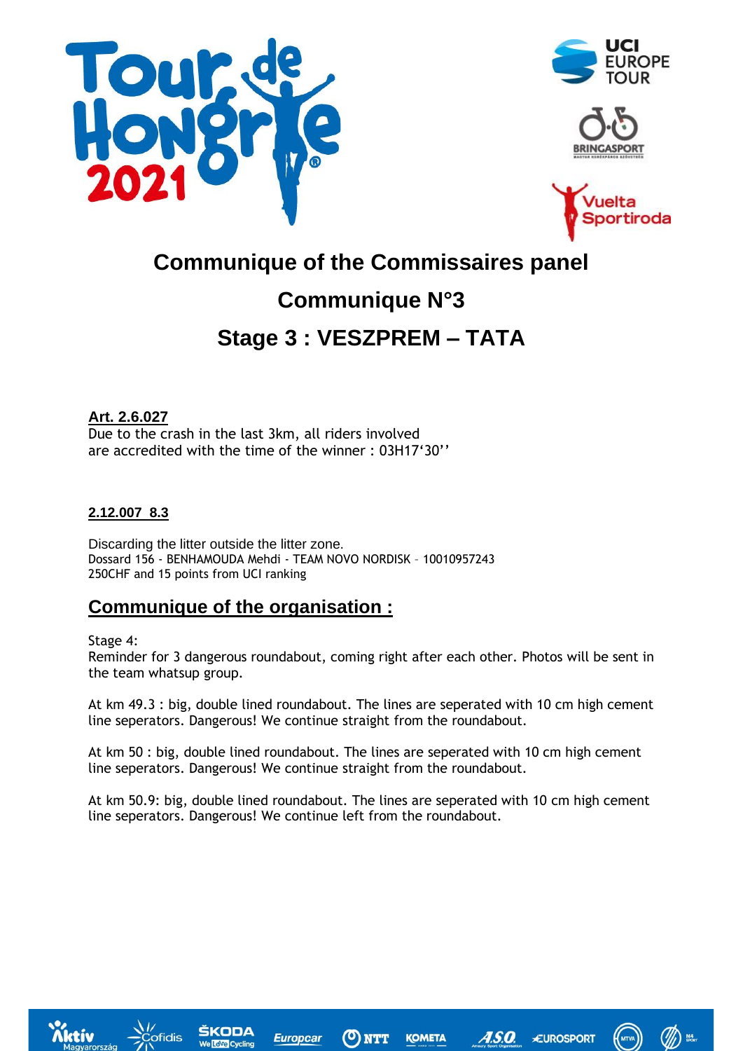# Communique of the Commissaires panel

## Communique N°3

## Stage 3 : VESZPREM – TATA

**Art. 2.6.027**
Due to the crash in the last 3km, all riders involved
are accredited with the time of the winner : 03H17'30''

**2.12.007 8.3**

Discarding the litter outside the litter zone.
Dossard 156 - BENHAMOUDA Mehdi - TEAM NOVO NORDISK – 10010957243
250CHF and 15 points from UCI ranking

## Communique of the organisation :

Stage 4:
Reminder for 3 dangerous roundabout, coming right after each other. Photos will be sent in the team whatsup group.

At km 49.3 : big, double lined roundabout. The lines are seperated with 10 cm high cement line seperators. Dangerous! We continue straight from the roundabout.

At km 50 : big, double lined roundabout. The lines are seperated with 10 cm high cement line seperators. Dangerous! We continue straight from the roundabout.

At km 50.9: big, double lined roundabout. The lines are seperated with 10 cm high cement line seperators. Dangerous! We continue left from the roundabout.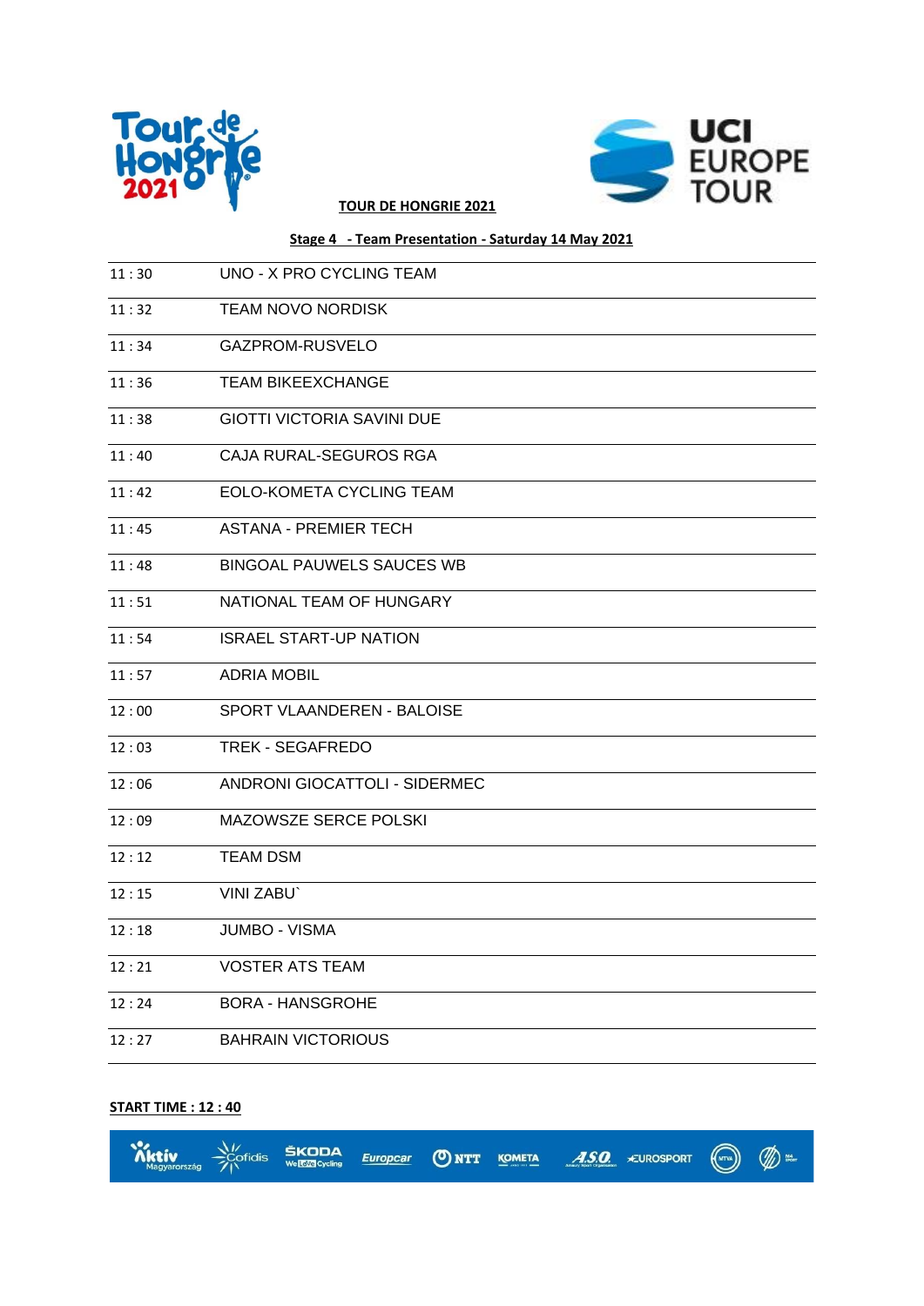**TOUR DE HONGRIE 2021**

**Stage 4 - Team Presentation - Saturday 14 May 2021**

| | |
|---|---|
| 11 : 30 | UNO - X PRO CYCLING TEAM |
| 11 : 32 | TEAM NOVO NORDISK |
| 11 : 34 | GAZPROM-RUSVELO |
| 11 : 36 | TEAM BIKEEXCHANGE |
| 11 : 38 | GIOTTI VICTORIA SAVINI DUE |
| 11 : 40 | CAJA RURAL-SEGUROS RGA |
| 11 : 42 | EOLO-KOMETA CYCLING TEAM |
| 11 : 45 | ASTANA - PREMIER TECH |
| 11 : 48 | BINGOAL PAUWELS SAUCES WB |
| 11 : 51 | NATIONAL TEAM OF HUNGARY |
| 11 : 54 | ISRAEL START-UP NATION |
| 11 : 57 | ADRIA MOBIL |
| 12 : 00 | SPORT VLAANDEREN - BALOISE |
| 12 : 03 | TREK - SEGAFREDO |
| 12 : 06 | ANDRONI GIOCATTOLI - SIDERMEC |
| 12 : 09 | MAZOWSZE SERCE POLSKI |
| 12 : 12 | TEAM DSM |
| 12 : 15 | VINI ZABU` |
| 12 : 18 | JUMBO - VISMA |
| 12 : 21 | VOSTER ATS TEAM |
| 12 : 24 | BORA - HANSGROHE |
| 12 : 27 | BAHRAIN VICTORIOUS |

**START TIME : 12 : 40**